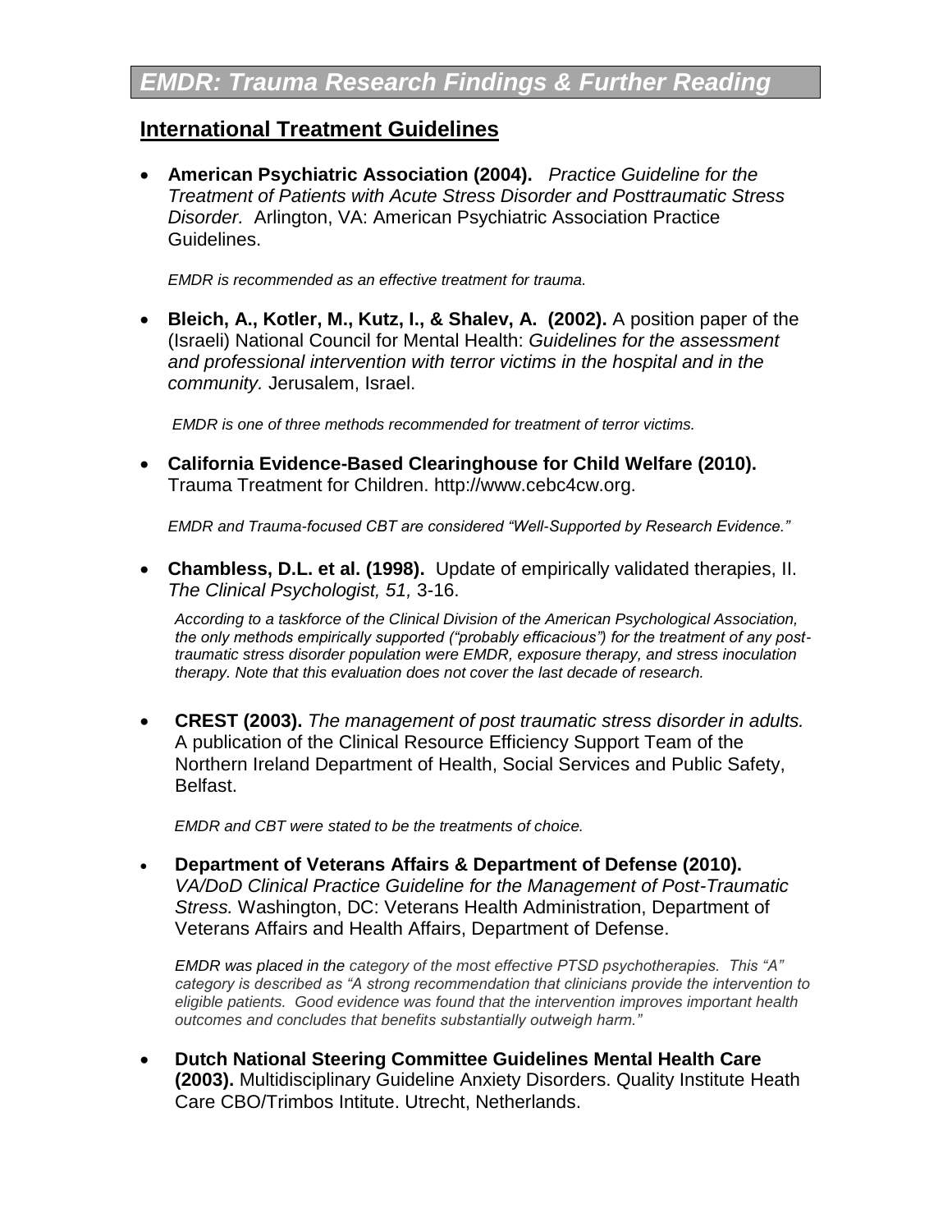# *EMDR: Trauma Research Findings & Further Reading*

## International Treatment Guidelines

- **American Psychiatric Association (2004).** *Practice Guideline for the Treatment of Patients with Acute Stress Disorder and Posttraumatic Stress Disorder.* Arlington, VA: American Psychiatric Association Practice Guidelines.

  *EMDR is recommended as an effective treatment for trauma.*

- **Bleich, A., Kotler, M., Kutz, I., & Shalev, A. (2002).** A position paper of the (Israeli) National Council for Mental Health: *Guidelines for the assessment and professional intervention with terror victims in the hospital and in the community.* Jerusalem, Israel.

  *EMDR is one of three methods recommended for treatment of terror victims.*

- **California Evidence-Based Clearinghouse for Child Welfare (2010).** Trauma Treatment for Children. http://www.cebc4cw.org.

  *EMDR and Trauma-focused CBT are considered "Well-Supported by Research Evidence."*

- **Chambless, D.L. et al. (1998).** Update of empirically validated therapies, II. *The Clinical Psychologist, 51,* 3-16.

  *According to a taskforce of the Clinical Division of the American Psychological Association, the only methods empirically supported ("probably efficacious") for the treatment of any post-traumatic stress disorder population were EMDR, exposure therapy, and stress inoculation therapy. Note that this evaluation does not cover the last decade of research.*

- **CREST (2003).** *The management of post traumatic stress disorder in adults.* A publication of the Clinical Resource Efficiency Support Team of the Northern Ireland Department of Health, Social Services and Public Safety, Belfast.

  *EMDR and CBT were stated to be the treatments of choice.*

- **Department of Veterans Affairs & Department of Defense (2010).** *VA/DoD Clinical Practice Guideline for the Management of Post-Traumatic Stress.* Washington, DC: Veterans Health Administration, Department of Veterans Affairs and Health Affairs, Department of Defense.

  *EMDR was placed in the category of the most effective PTSD psychotherapies. This "A" category is described as "A strong recommendation that clinicians provide the intervention to eligible patients. Good evidence was found that the intervention improves important health outcomes and concludes that benefits substantially outweigh harm."*

- **Dutch National Steering Committee Guidelines Mental Health Care (2003).** Multidisciplinary Guideline Anxiety Disorders. Quality Institute Heath Care CBO/Trimbos Intitute. Utrecht, Netherlands.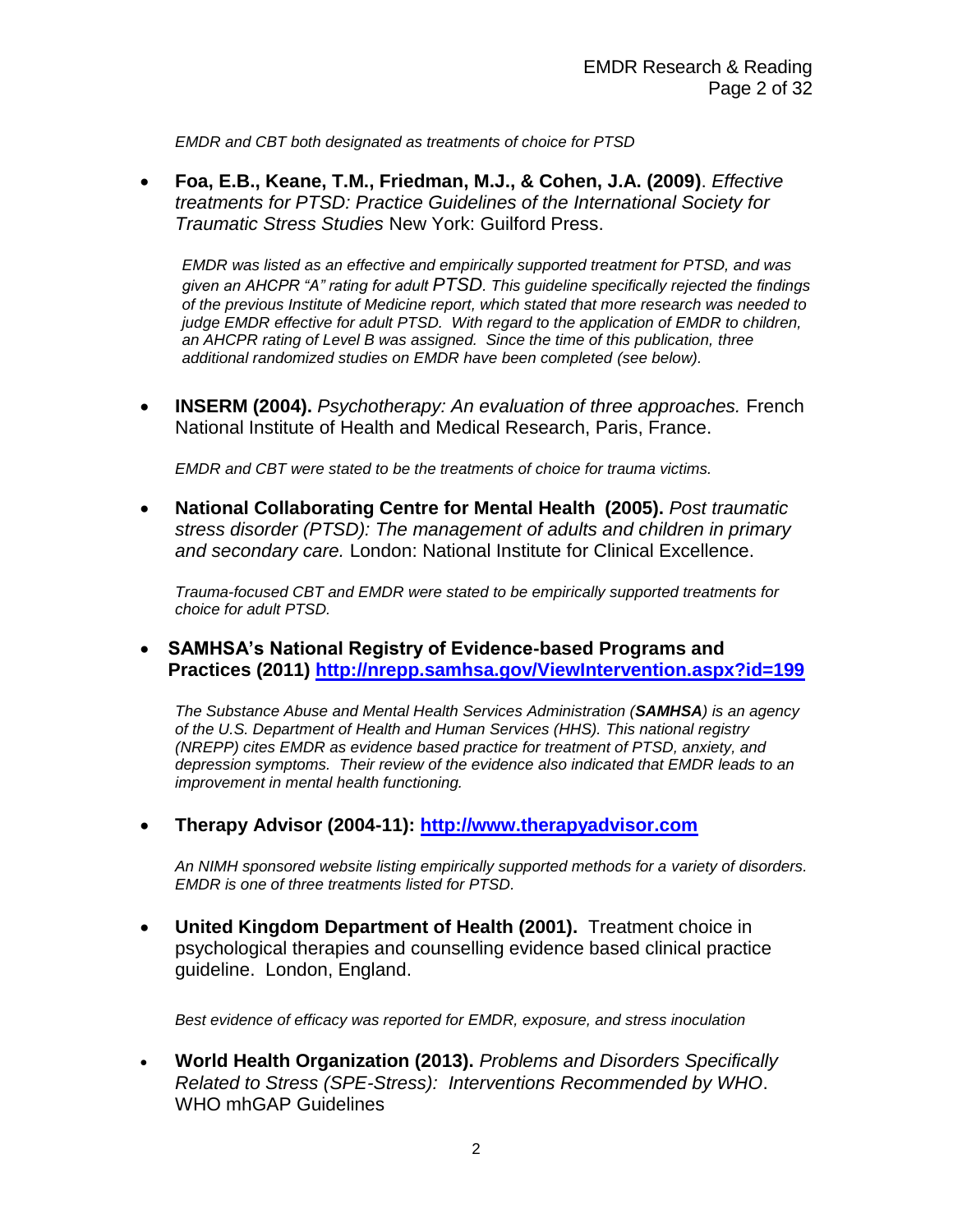*EMDR and CBT both designated as treatments of choice for PTSD*

- **Foa, E.B., Keane, T.M., Friedman, M.J., & Cohen, J.A. (2009)**. *Effective treatments for PTSD: Practice Guidelines of the International Society for Traumatic Stress Studies* New York: Guilford Press.

  *EMDR was listed as an effective and empirically supported treatment for PTSD, and was given an AHCPR "A" rating for adult PTSD. This guideline specifically rejected the findings of the previous Institute of Medicine report, which stated that more research was needed to judge EMDR effective for adult PTSD. With regard to the application of EMDR to children, an AHCPR rating of Level B was assigned. Since the time of this publication, three additional randomized studies on EMDR have been completed (see below).*

- **INSERM (2004).** *Psychotherapy: An evaluation of three approaches.* French National Institute of Health and Medical Research, Paris, France.

  *EMDR and CBT were stated to be the treatments of choice for trauma victims.*

- **National Collaborating Centre for Mental Health (2005).** *Post traumatic stress disorder (PTSD): The management of adults and children in primary and secondary care.* London: National Institute for Clinical Excellence.

  *Trauma-focused CBT and EMDR were stated to be empirically supported treatments for choice for adult PTSD.*

- **SAMHSA's National Registry of Evidence-based Programs and Practices (2011) [http://nrepp.samhsa.gov/ViewIntervention.aspx?id=199](http://nrepp.samhsa.gov/ViewIntervention.aspx?id=199)**

  *The Substance Abuse and Mental Health Services Administration (**SAMHSA**) is an agency of the U.S. Department of Health and Human Services (HHS). This national registry (NREPP) cites EMDR as evidence based practice for treatment of PTSD, anxiety, and depression symptoms. Their review of the evidence also indicated that EMDR leads to an improvement in mental health functioning.*

- **Therapy Advisor (2004-11): [http://www.therapyadvisor.com](http://www.therapyadvisor.com)**

  *An NIMH sponsored website listing empirically supported methods for a variety of disorders. EMDR is one of three treatments listed for PTSD.*

- **United Kingdom Department of Health (2001).** Treatment choice in psychological therapies and counselling evidence based clinical practice guideline. London, England.

  *Best evidence of efficacy was reported for EMDR, exposure, and stress inoculation*

- **World Health Organization (2013).** *Problems and Disorders Specifically Related to Stress (SPE-Stress): Interventions Recommended by WHO*. WHO mhGAP Guidelines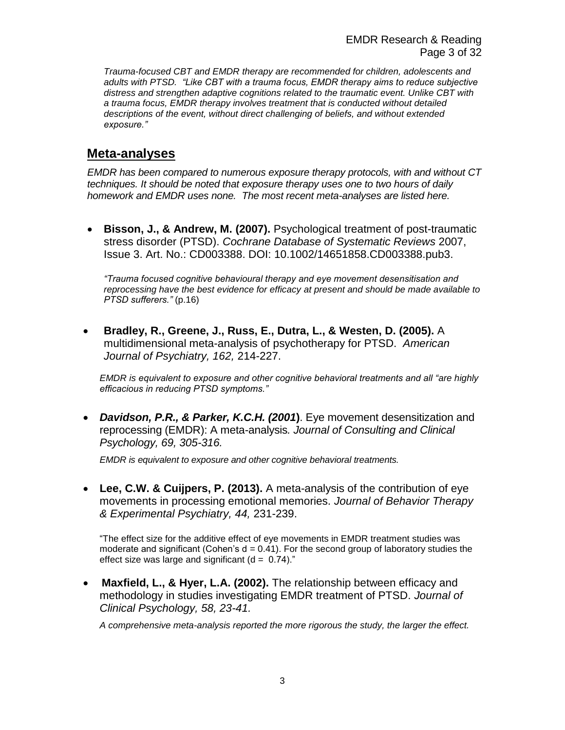*Trauma-focused CBT and EMDR therapy are recommended for children, adolescents and adults with PTSD. "Like CBT with a trauma focus, EMDR therapy aims to reduce subjective distress and strengthen adaptive cognitions related to the traumatic event. Unlike CBT with a trauma focus, EMDR therapy involves treatment that is conducted without detailed descriptions of the event, without direct challenging of beliefs, and without extended exposure."*

## Meta-analyses

*EMDR has been compared to numerous exposure therapy protocols, with and without CT techniques. It should be noted that exposure therapy uses one to two hours of daily homework and EMDR uses none. The most recent meta-analyses are listed here.*

- **Bisson, J., & Andrew, M. (2007).** Psychological treatment of post-traumatic stress disorder (PTSD). *Cochrane Database of Systematic Reviews* 2007, Issue 3. Art. No.: CD003388. DOI: 10.1002/14651858.CD003388.pub3.

  *"Trauma focused cognitive behavioural therapy and eye movement desensitisation and reprocessing have the best evidence for efficacy at present and should be made available to PTSD sufferers."* (p.16)

- **Bradley, R., Greene, J., Russ, E., Dutra, L., & Westen, D. (2005).** A multidimensional meta-analysis of psychotherapy for PTSD. *American Journal of Psychiatry, 162,* 214-227.

  *EMDR is equivalent to exposure and other cognitive behavioral treatments and all "are highly efficacious in reducing PTSD symptoms."*

- ***Davidson, P.R., & Parker, K.C.H. (2001)***. Eye movement desensitization and reprocessing (EMDR): A meta-analysis*. Journal of Consulting and Clinical Psychology, 69, 305-316.*

  *EMDR is equivalent to exposure and other cognitive behavioral treatments.*

- **Lee, C.W. & Cuijpers, P. (2013).** A meta-analysis of the contribution of eye movements in processing emotional memories. *Journal of Behavior Therapy & Experimental Psychiatry, 44,* 231-239.

  "The effect size for the additive effect of eye movements in EMDR treatment studies was moderate and significant (Cohen's $d = 0.41$). For the second group of laboratory studies the effect size was large and significant ($d = 0.74$)."

- **Maxfield, L., & Hyer, L.A. (2002).** The relationship between efficacy and methodology in studies investigating EMDR treatment of PTSD. *Journal of Clinical Psychology, 58, 23-41.*

  *A comprehensive meta-analysis reported the more rigorous the study, the larger the effect.*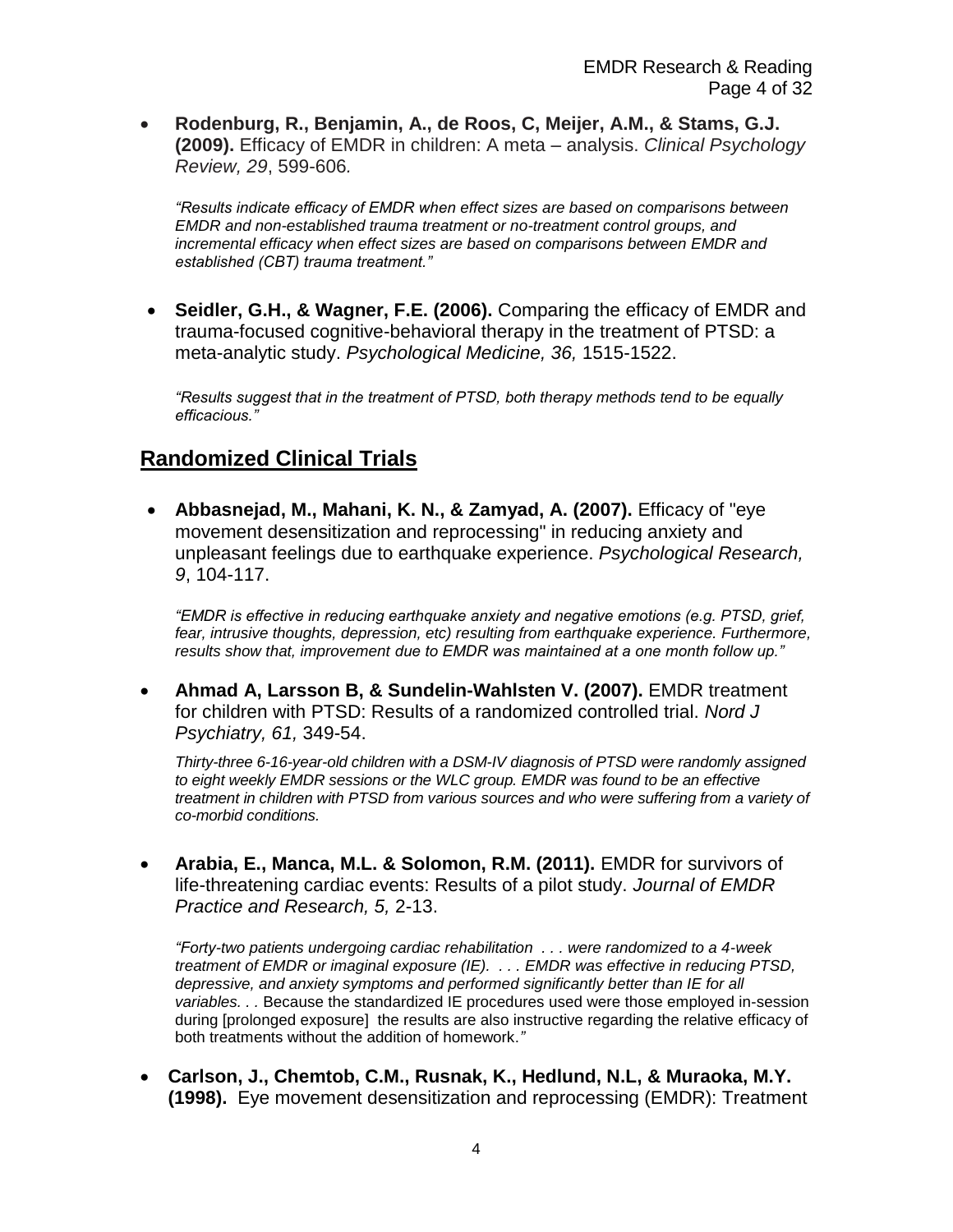- **Rodenburg, R., Benjamin, A., de Roos, C, Meijer, A.M., & Stams, G.J. (2009).** Efficacy of EMDR in children: A meta – analysis. *Clinical Psychology Review, 29*, 599-606.

  *"Results indicate efficacy of EMDR when effect sizes are based on comparisons between EMDR and non-established trauma treatment or no-treatment control groups, and incremental efficacy when effect sizes are based on comparisons between EMDR and established (CBT) trauma treatment."*

- **Seidler, G.H., & Wagner, F.E. (2006).** Comparing the efficacy of EMDR and trauma-focused cognitive-behavioral therapy in the treatment of PTSD: a meta-analytic study. *Psychological Medicine, 36,* 1515-1522.

  *"Results suggest that in the treatment of PTSD, both therapy methods tend to be equally efficacious."*

## Randomized Clinical Trials

- **Abbasnejad, M., Mahani, K. N., & Zamyad, A. (2007).** Efficacy of "eye movement desensitization and reprocessing" in reducing anxiety and unpleasant feelings due to earthquake experience. *Psychological Research, 9*, 104-117.

  *"EMDR is effective in reducing earthquake anxiety and negative emotions (e.g. PTSD, grief, fear, intrusive thoughts, depression, etc) resulting from earthquake experience. Furthermore, results show that, improvement due to EMDR was maintained at a one month follow up."*

- **Ahmad A, Larsson B, & Sundelin-Wahlsten V. (2007).** EMDR treatment for children with PTSD: Results of a randomized controlled trial. *Nord J Psychiatry, 61,* 349-54.

  *Thirty-three 6-16-year-old children with a DSM-IV diagnosis of PTSD were randomly assigned to eight weekly EMDR sessions or the WLC group. EMDR was found to be an effective treatment in children with PTSD from various sources and who were suffering from a variety of co-morbid conditions.*

- **Arabia, E., Manca, M.L. & Solomon, R.M. (2011).** EMDR for survivors of life-threatening cardiac events: Results of a pilot study. *Journal of EMDR Practice and Research, 5,* 2-13.

  *"Forty-two patients undergoing cardiac rehabilitation . . . were randomized to a 4-week treatment of EMDR or imaginal exposure (IE). . . . EMDR was effective in reducing PTSD, depressive, and anxiety symptoms and performed significantly better than IE for all variables. . .* Because the standardized IE procedures used were those employed in-session during [prolonged exposure] the results are also instructive regarding the relative efficacy of both treatments without the addition of homework.*"*

- **Carlson, J., Chemtob, C.M., Rusnak, K., Hedlund, N.L, & Muraoka, M.Y. (1998).** Eye movement desensitization and reprocessing (EMDR): Treatment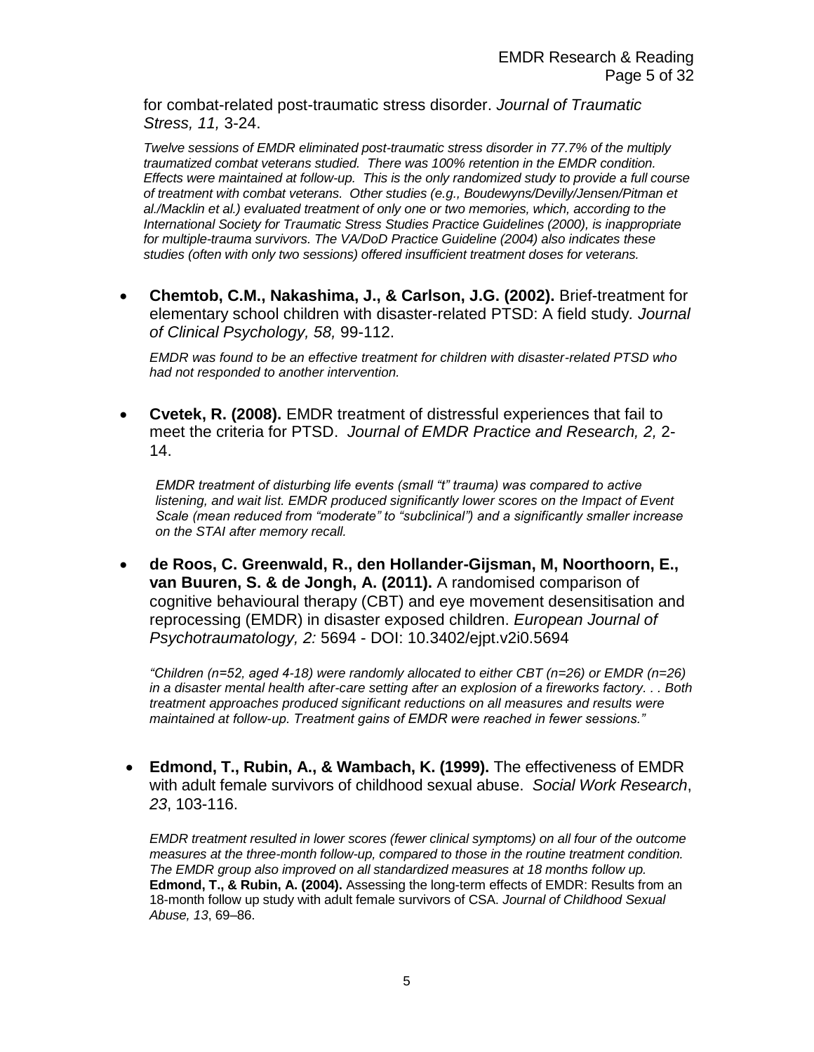for combat-related post-traumatic stress disorder. *Journal of Traumatic Stress, 11,* 3-24.

*Twelve sessions of EMDR eliminated post-traumatic stress disorder in 77.7% of the multiply traumatized combat veterans studied. There was 100% retention in the EMDR condition. Effects were maintained at follow-up. This is the only randomized study to provide a full course of treatment with combat veterans. Other studies (e.g., Boudewyns/Devilly/Jensen/Pitman et al./Macklin et al.) evaluated treatment of only one or two memories, which, according to the International Society for Traumatic Stress Studies Practice Guidelines (2000), is inappropriate for multiple-trauma survivors. The VA/DoD Practice Guideline (2004) also indicates these studies (often with only two sessions) offered insufficient treatment doses for veterans.*

- **Chemtob, C.M., Nakashima, J., & Carlson, J.G. (2002).** Brief-treatment for elementary school children with disaster-related PTSD: A field study*. Journal of Clinical Psychology, 58,* 99-112.

  *EMDR was found to be an effective treatment for children with disaster-related PTSD who had not responded to another intervention.*

- **Cvetek, R. (2008).** EMDR treatment of distressful experiences that fail to meet the criteria for PTSD. *Journal of EMDR Practice and Research, 2,* 2-14.

  *EMDR treatment of disturbing life events (small "t" trauma) was compared to active listening, and wait list. EMDR produced significantly lower scores on the Impact of Event Scale (mean reduced from "moderate" to "subclinical") and a significantly smaller increase on the STAI after memory recall.*

- **de Roos, C. Greenwald, R., den Hollander-Gijsman, M, Noorthoorn, E., van Buuren, S. & de Jongh, A. (2011).** A randomised comparison of cognitive behavioural therapy (CBT) and eye movement desensitisation and reprocessing (EMDR) in disaster exposed children. *European Journal of Psychotraumatology, 2:* 5694 - DOI: 10.3402/ejpt.v2i0.5694

  *"Children (n=52, aged 4-18) were randomly allocated to either CBT (n=26) or EMDR (n=26) in a disaster mental health after-care setting after an explosion of a fireworks factory. . . Both treatment approaches produced significant reductions on all measures and results were maintained at follow-up. Treatment gains of EMDR were reached in fewer sessions."*

- **Edmond, T., Rubin, A., & Wambach, K. (1999).** The effectiveness of EMDR with adult female survivors of childhood sexual abuse. *Social Work Research*, *23*, 103-116.

  *EMDR treatment resulted in lower scores (fewer clinical symptoms) on all four of the outcome measures at the three-month follow-up, compared to those in the routine treatment condition. The EMDR group also improved on all standardized measures at 18 months follow up.*
  **Edmond, T., & Rubin, A. (2004).** Assessing the long-term effects of EMDR: Results from an 18-month follow up study with adult female survivors of CSA. *Journal of Childhood Sexual Abuse, 13*, 69–86.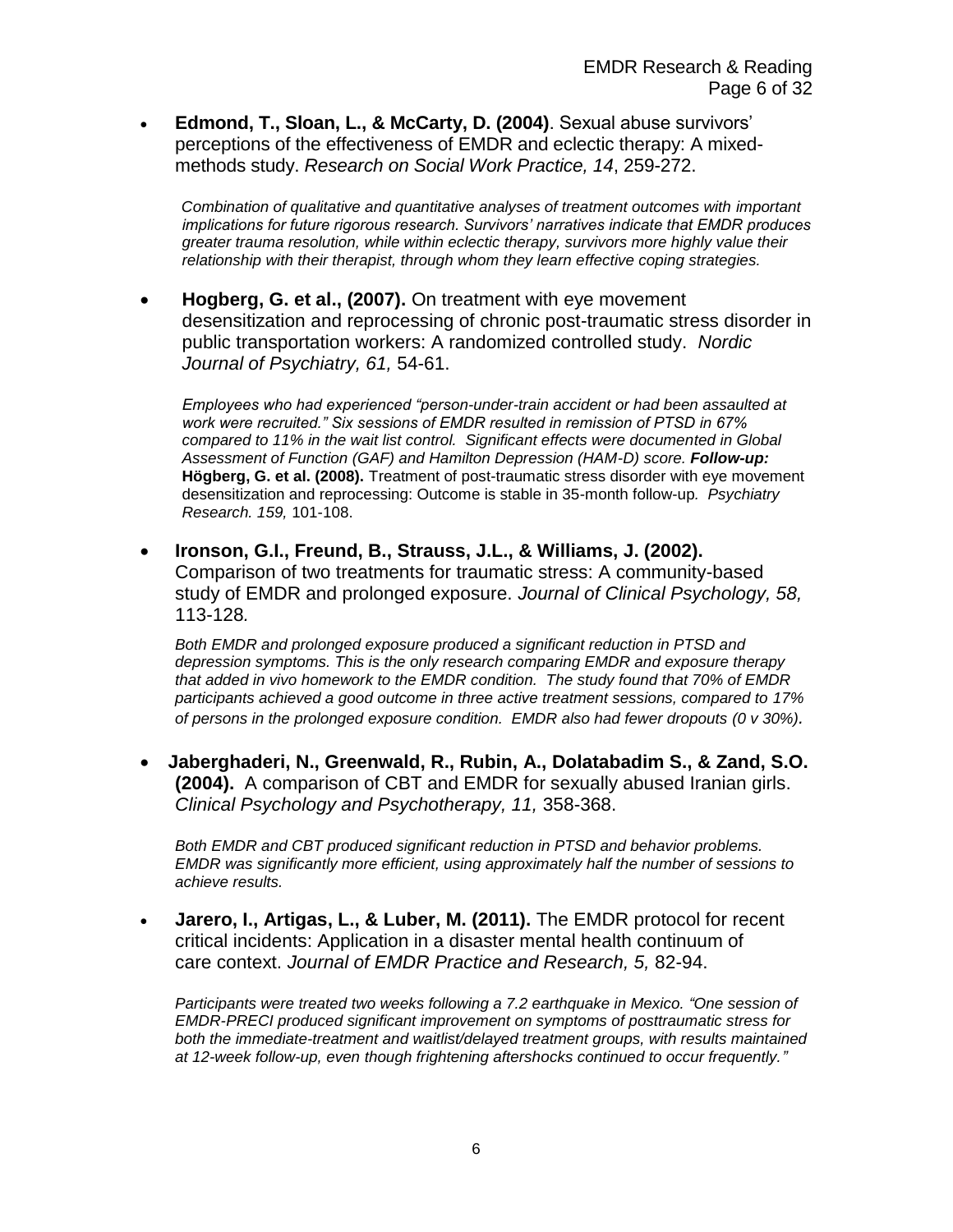- **Edmond, T., Sloan, L., & McCarty, D. (2004)**. Sexual abuse survivors' perceptions of the effectiveness of EMDR and eclectic therapy: A mixed-methods study. *Research on Social Work Practice, 14*, 259-272.

  *Combination of qualitative and quantitative analyses of treatment outcomes with important implications for future rigorous research. Survivors' narratives indicate that EMDR produces greater trauma resolution, while within eclectic therapy, survivors more highly value their relationship with their therapist, through whom they learn effective coping strategies.*

- **Hogberg, G. et al., (2007).** On treatment with eye movement desensitization and reprocessing of chronic post-traumatic stress disorder in public transportation workers: A randomized controlled study. *Nordic Journal of Psychiatry, 61,* 54-61.

  *Employees who had experienced "person-under-train accident or had been assaulted at work were recruited." Six sessions of EMDR resulted in remission of PTSD in 67% compared to 11% in the wait list control. Significant effects were documented in Global Assessment of Function (GAF) and Hamilton Depression (HAM-D) score.* ***Follow-up:*** **Högberg, G. et al. (2008).** Treatment of post-traumatic stress disorder with eye movement desensitization and reprocessing: Outcome is stable in 35-month follow-up*. Psychiatry Research. 159,* 101-108.

- **Ironson, G.I., Freund, B., Strauss, J.L., & Williams, J. (2002).** Comparison of two treatments for traumatic stress: A community-based study of EMDR and prolonged exposure. *Journal of Clinical Psychology, 58,* 113-128*.*

  *Both EMDR and prolonged exposure produced a significant reduction in PTSD and depression symptoms. This is the only research comparing EMDR and exposure therapy that added in vivo homework to the EMDR condition. The study found that 70% of EMDR participants achieved a good outcome in three active treatment sessions, compared to 17% of persons in the prolonged exposure condition. EMDR also had fewer dropouts (0 v 30%).*

- **Jaberghaderi, N., Greenwald, R., Rubin, A., Dolatabadim S., & Zand, S.O. (2004).** A comparison of CBT and EMDR for sexually abused Iranian girls. *Clinical Psychology and Psychotherapy, 11,* 358-368.

  *Both EMDR and CBT produced significant reduction in PTSD and behavior problems. EMDR was significantly more efficient, using approximately half the number of sessions to achieve results.*

- **Jarero, I., Artigas, L., & Luber, M. (2011).** The EMDR protocol for recent critical incidents: Application in a disaster mental health continuum of care context. *Journal of EMDR Practice and Research, 5,* 82-94.

  *Participants were treated two weeks following a 7.2 earthquake in Mexico. "One session of EMDR-PRECI produced significant improvement on symptoms of posttraumatic stress for both the immediate-treatment and waitlist/delayed treatment groups, with results maintained at 12-week follow-up, even though frightening aftershocks continued to occur frequently."*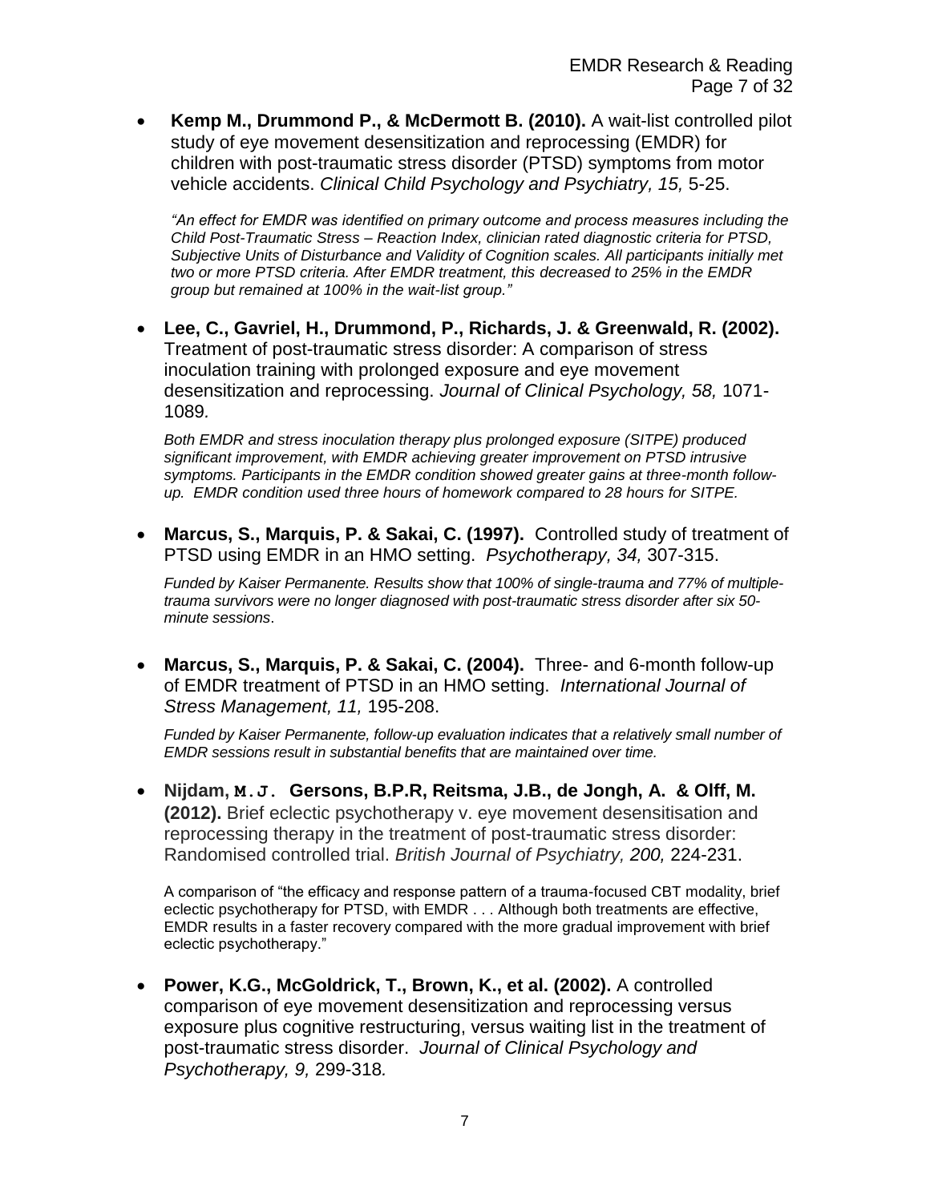- **Kemp M., Drummond P., & McDermott B. (2010).** A wait-list controlled pilot study of eye movement desensitization and reprocessing (EMDR) for children with post-traumatic stress disorder (PTSD) symptoms from motor vehicle accidents. *Clinical Child Psychology and Psychiatry, 15,* 5-25.

  *"An effect for EMDR was identified on primary outcome and process measures including the Child Post-Traumatic Stress – Reaction Index, clinician rated diagnostic criteria for PTSD, Subjective Units of Disturbance and Validity of Cognition scales. All participants initially met two or more PTSD criteria. After EMDR treatment, this decreased to 25% in the EMDR group but remained at 100% in the wait-list group."*

- **Lee, C., Gavriel, H., Drummond, P., Richards, J. & Greenwald, R. (2002).** Treatment of post-traumatic stress disorder: A comparison of stress inoculation training with prolonged exposure and eye movement desensitization and reprocessing. *Journal of Clinical Psychology, 58,* 1071-1089.

  *Both EMDR and stress inoculation therapy plus prolonged exposure (SITPE) produced significant improvement, with EMDR achieving greater improvement on PTSD intrusive symptoms. Participants in the EMDR condition showed greater gains at three-month follow-up. EMDR condition used three hours of homework compared to 28 hours for SITPE.*

- **Marcus, S., Marquis, P. & Sakai, C. (1997).** Controlled study of treatment of PTSD using EMDR in an HMO setting. *Psychotherapy, 34,* 307-315.

  *Funded by Kaiser Permanente. Results show that 100% of single-trauma and 77% of multiple-trauma survivors were no longer diagnosed with post-traumatic stress disorder after six 50-minute sessions*.

- **Marcus, S., Marquis, P. & Sakai, C. (2004).** Three- and 6-month follow-up of EMDR treatment of PTSD in an HMO setting. *International Journal of Stress Management, 11,* 195-208.

  *Funded by Kaiser Permanente, follow-up evaluation indicates that a relatively small number of EMDR sessions result in substantial benefits that are maintained over time.*

- **Nijdam, M.J. Gersons, B.P.R, Reitsma, J.B., de Jongh, A. & Olff, M. (2012).** Brief eclectic psychotherapy v. eye movement desensitisation and reprocessing therapy in the treatment of post-traumatic stress disorder: Randomised controlled trial. *British Journal of Psychiatry, 200,* 224-231.

  A comparison of "the efficacy and response pattern of a trauma-focused CBT modality, brief eclectic psychotherapy for PTSD, with EMDR . . . Although both treatments are effective, EMDR results in a faster recovery compared with the more gradual improvement with brief eclectic psychotherapy."

- **Power, K.G., McGoldrick, T., Brown, K., et al. (2002).** A controlled comparison of eye movement desensitization and reprocessing versus exposure plus cognitive restructuring, versus waiting list in the treatment of post-traumatic stress disorder. *Journal of Clinical Psychology and Psychotherapy, 9,* 299-318*.*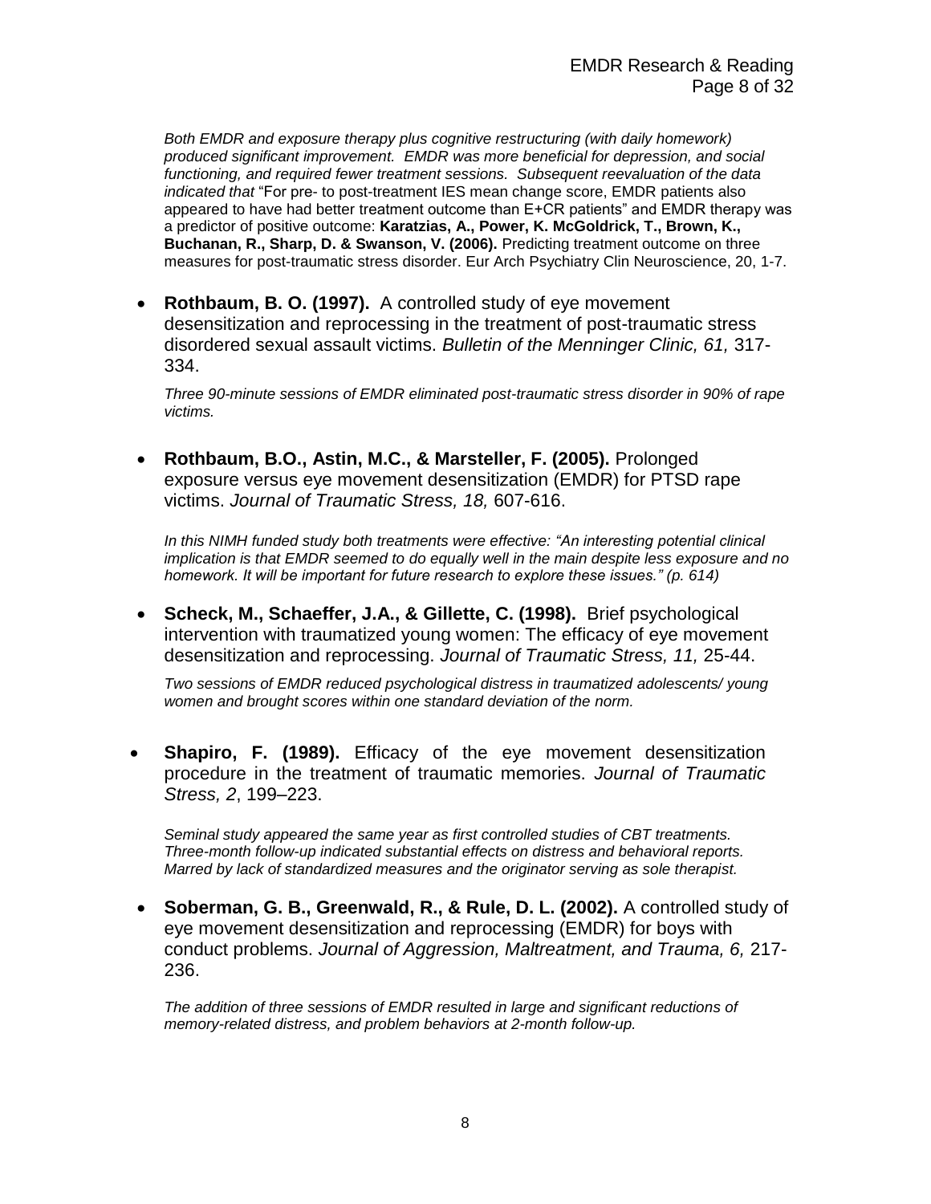*Both EMDR and exposure therapy plus cognitive restructuring (with daily homework) produced significant improvement. EMDR was more beneficial for depression, and social functioning, and required fewer treatment sessions. Subsequent reevaluation of the data indicated that* "For pre- to post-treatment IES mean change score, EMDR patients also appeared to have had better treatment outcome than E+CR patients" and EMDR therapy was a predictor of positive outcome: **Karatzias, A., Power, K. McGoldrick, T., Brown, K., Buchanan, R., Sharp, D. & Swanson, V. (2006).** Predicting treatment outcome on three measures for post-traumatic stress disorder. Eur Arch Psychiatry Clin Neuroscience, 20, 1-7.

- **Rothbaum, B. O. (1997).** A controlled study of eye movement desensitization and reprocessing in the treatment of post-traumatic stress disordered sexual assault victims. *Bulletin of the Menninger Clinic, 61,* 317-334.

  *Three 90-minute sessions of EMDR eliminated post-traumatic stress disorder in 90% of rape victims.*

- **Rothbaum, B.O., Astin, M.C., & Marsteller, F. (2005).** Prolonged exposure versus eye movement desensitization (EMDR) for PTSD rape victims. *Journal of Traumatic Stress, 18,* 607-616.

  *In this NIMH funded study both treatments were effective: "An interesting potential clinical implication is that EMDR seemed to do equally well in the main despite less exposure and no homework. It will be important for future research to explore these issues." (p. 614)*

- **Scheck, M., Schaeffer, J.A., & Gillette, C. (1998).** Brief psychological intervention with traumatized young women: The efficacy of eye movement desensitization and reprocessing. *Journal of Traumatic Stress, 11,* 25-44.

  *Two sessions of EMDR reduced psychological distress in traumatized adolescents/ young women and brought scores within one standard deviation of the norm.*

- **Shapiro, F. (1989).** Efficacy of the eye movement desensitization procedure in the treatment of traumatic memories. *Journal of Traumatic Stress, 2*, 199–223.

  *Seminal study appeared the same year as first controlled studies of CBT treatments. Three-month follow-up indicated substantial effects on distress and behavioral reports. Marred by lack of standardized measures and the originator serving as sole therapist.*

- **Soberman, G. B., Greenwald, R., & Rule, D. L. (2002).** A controlled study of eye movement desensitization and reprocessing (EMDR) for boys with conduct problems. *Journal of Aggression, Maltreatment, and Trauma, 6,* 217-236.

  *The addition of three sessions of EMDR resulted in large and significant reductions of memory-related distress, and problem behaviors at 2-month follow-up.*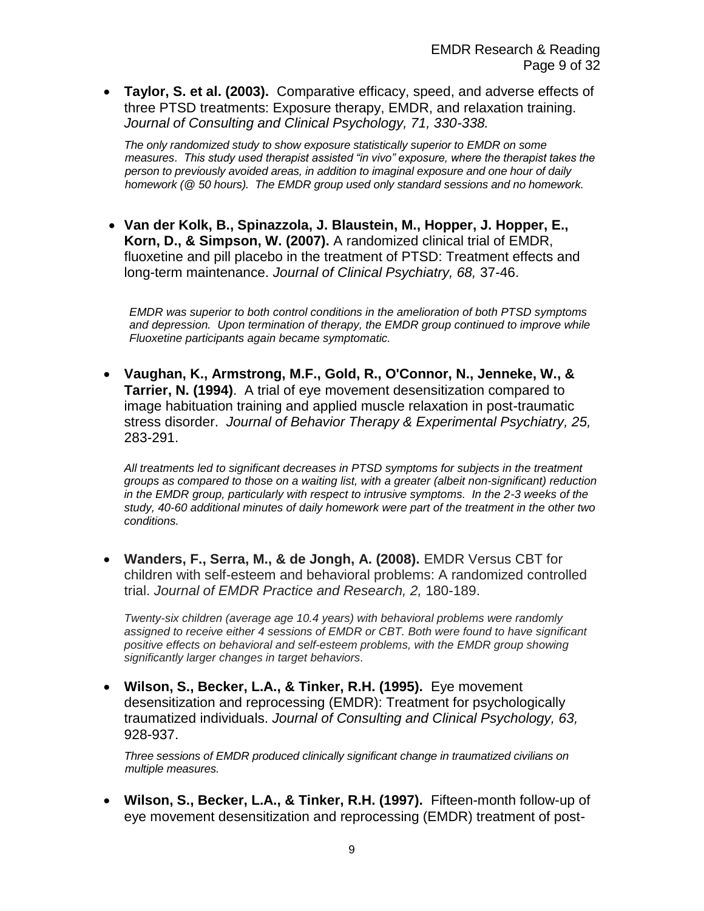- **Taylor, S. et al. (2003).** Comparative efficacy, speed, and adverse effects of three PTSD treatments: Exposure therapy, EMDR, and relaxation training. *Journal of Consulting and Clinical Psychology, 71, 330-338.*

  *The only randomized study to show exposure statistically superior to EMDR on some measures. This study used therapist assisted "in vivo" exposure, where the therapist takes the person to previously avoided areas, in addition to imaginal exposure and one hour of daily homework (@ 50 hours). The EMDR group used only standard sessions and no homework.*

- **Van der Kolk, B., Spinazzola, J. Blaustein, M., Hopper, J. Hopper, E., Korn, D., & Simpson, W. (2007).** A randomized clinical trial of EMDR, fluoxetine and pill placebo in the treatment of PTSD: Treatment effects and long-term maintenance. *Journal of Clinical Psychiatry, 68,* 37-46.

  *EMDR was superior to both control conditions in the amelioration of both PTSD symptoms and depression. Upon termination of therapy, the EMDR group continued to improve while Fluoxetine participants again became symptomatic.*

- **Vaughan, K., Armstrong, M.F., Gold, R., O'Connor, N., Jenneke, W., & Tarrier, N. (1994)**. A trial of eye movement desensitization compared to image habituation training and applied muscle relaxation in post-traumatic stress disorder. *Journal of Behavior Therapy & Experimental Psychiatry, 25,* 283-291.

  *All treatments led to significant decreases in PTSD symptoms for subjects in the treatment groups as compared to those on a waiting list, with a greater (albeit non-significant) reduction in the EMDR group, particularly with respect to intrusive symptoms. In the 2-3 weeks of the study, 40-60 additional minutes of daily homework were part of the treatment in the other two conditions.*

- **Wanders, F., Serra, M., & de Jongh, A. (2008).** EMDR Versus CBT for children with self-esteem and behavioral problems: A randomized controlled trial. *Journal of EMDR Practice and Research, 2,* 180-189.

  *Twenty-six children (average age 10.4 years) with behavioral problems were randomly assigned to receive either 4 sessions of EMDR or CBT. Both were found to have significant positive effects on behavioral and self-esteem problems, with the EMDR group showing significantly larger changes in target behaviors*.

- **Wilson, S., Becker, L.A., & Tinker, R.H. (1995).** Eye movement desensitization and reprocessing (EMDR): Treatment for psychologically traumatized individuals. *Journal of Consulting and Clinical Psychology, 63,* 928-937.

  *Three sessions of EMDR produced clinically significant change in traumatized civilians on multiple measures.*

- **Wilson, S., Becker, L.A., & Tinker, R.H. (1997).** Fifteen-month follow-up of eye movement desensitization and reprocessing (EMDR) treatment of post-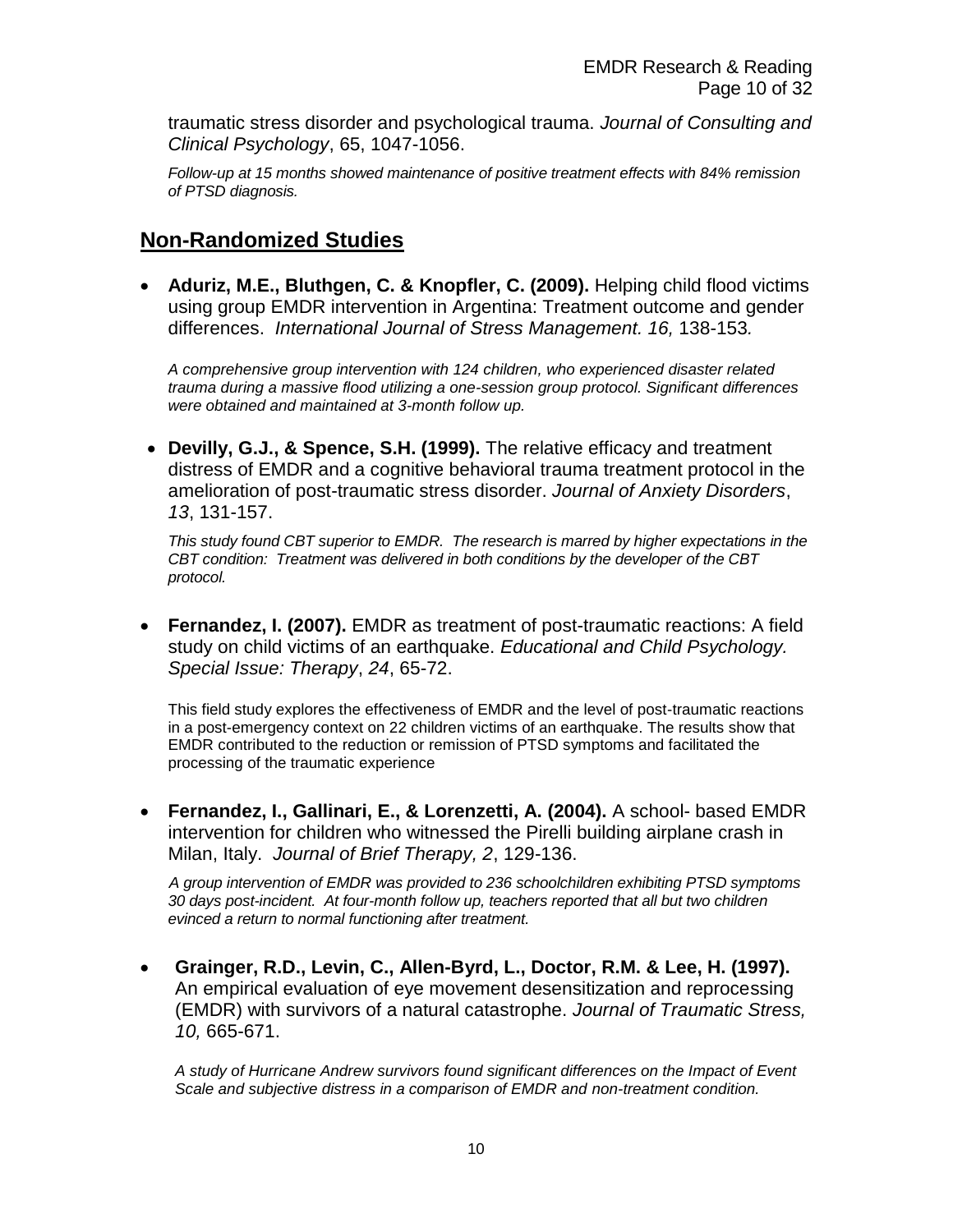traumatic stress disorder and psychological trauma. *Journal of Consulting and Clinical Psychology*, 65, 1047-1056.

*Follow-up at 15 months showed maintenance of positive treatment effects with 84% remission of PTSD diagnosis.*

## Non-Randomized Studies

- **Aduriz, M.E., Bluthgen, C. & Knopfler, C. (2009).** Helping child flood victims using group EMDR intervention in Argentina: Treatment outcome and gender differences. *International Journal of Stress Management. 16,* 138-153*.*

  *A comprehensive group intervention with 124 children, who experienced disaster related trauma during a massive flood utilizing a one-session group protocol. Significant differences were obtained and maintained at 3-month follow up.*

- **Devilly, G.J., & Spence, S.H. (1999).** The relative efficacy and treatment distress of EMDR and a cognitive behavioral trauma treatment protocol in the amelioration of post-traumatic stress disorder. *Journal of Anxiety Disorders*, *13*, 131-157.

  *This study found CBT superior to EMDR. The research is marred by higher expectations in the CBT condition: Treatment was delivered in both conditions by the developer of the CBT protocol.*

- **Fernandez, I. (2007).** EMDR as treatment of post-traumatic reactions: A field study on child victims of an earthquake. *Educational and Child Psychology. Special Issue: Therapy*, *24*, 65-72.

  This field study explores the effectiveness of EMDR and the level of post-traumatic reactions in a post-emergency context on 22 children victims of an earthquake. The results show that EMDR contributed to the reduction or remission of PTSD symptoms and facilitated the processing of the traumatic experience

- **Fernandez, I., Gallinari, E., & Lorenzetti, A. (2004).** A school- based EMDR intervention for children who witnessed the Pirelli building airplane crash in Milan, Italy. *Journal of Brief Therapy, 2*, 129-136.

  *A group intervention of EMDR was provided to 236 schoolchildren exhibiting PTSD symptoms 30 days post-incident. At four-month follow up, teachers reported that all but two children evinced a return to normal functioning after treatment.*

- **Grainger, R.D., Levin, C., Allen-Byrd, L., Doctor, R.M. & Lee, H. (1997).** An empirical evaluation of eye movement desensitization and reprocessing (EMDR) with survivors of a natural catastrophe. *Journal of Traumatic Stress, 10,* 665-671.

  *A study of Hurricane Andrew survivors found significant differences on the Impact of Event Scale and subjective distress in a comparison of EMDR and non-treatment condition.*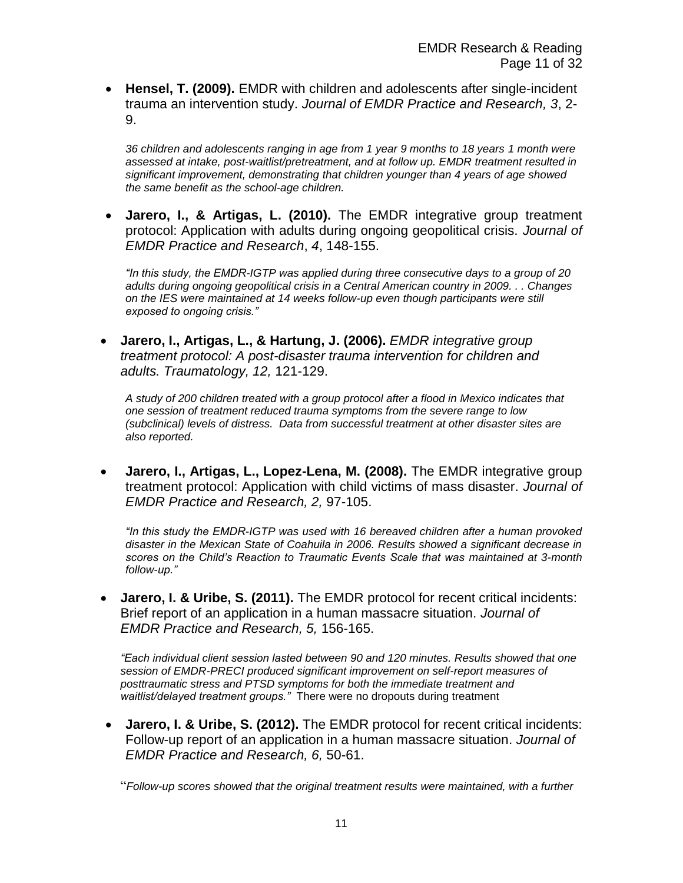- **Hensel, T. (2009).** EMDR with children and adolescents after single-incident trauma an intervention study. *Journal of EMDR Practice and Research, 3*, 2-9.

  *36 children and adolescents ranging in age from 1 year 9 months to 18 years 1 month were assessed at intake, post-waitlist/pretreatment, and at follow up. EMDR treatment resulted in significant improvement, demonstrating that children younger than 4 years of age showed the same benefit as the school-age children.*

- **Jarero, I., & Artigas, L. (2010).** The EMDR integrative group treatment protocol: Application with adults during ongoing geopolitical crisis. *Journal of EMDR Practice and Research*, *4*, 148-155.

  *"In this study, the EMDR-IGTP was applied during three consecutive days to a group of 20 adults during ongoing geopolitical crisis in a Central American country in 2009. . . Changes on the IES were maintained at 14 weeks follow-up even though participants were still exposed to ongoing crisis."*

- **Jarero, I., Artigas, L., & Hartung, J. (2006).** *EMDR integrative group treatment protocol: A post-disaster trauma intervention for children and adults. Traumatology, 12,* 121-129.

  *A study of 200 children treated with a group protocol after a flood in Mexico indicates that one session of treatment reduced trauma symptoms from the severe range to low (subclinical) levels of distress. Data from successful treatment at other disaster sites are also reported.*

- **Jarero, I., Artigas, L., Lopez-Lena, M. (2008).** The EMDR integrative group treatment protocol: Application with child victims of mass disaster. *Journal of EMDR Practice and Research, 2,* 97-105.

  *"In this study the EMDR-IGTP was used with 16 bereaved children after a human provoked disaster in the Mexican State of Coahuila in 2006. Results showed a significant decrease in scores on the Child's Reaction to Traumatic Events Scale that was maintained at 3-month follow-up."*

- **Jarero, I. & Uribe, S. (2011).** The EMDR protocol for recent critical incidents: Brief report of an application in a human massacre situation. *Journal of EMDR Practice and Research, 5,* 156-165.

  *"Each individual client session lasted between 90 and 120 minutes. Results showed that one session of EMDR-PRECI produced significant improvement on self-report measures of posttraumatic stress and PTSD symptoms for both the immediate treatment and waitlist/delayed treatment groups."* There were no dropouts during treatment

- **Jarero, I. & Uribe, S. (2012).** The EMDR protocol for recent critical incidents: Follow-up report of an application in a human massacre situation. *Journal of EMDR Practice and Research, 6,* 50-61.

  "*Follow-up scores showed that the original treatment results were maintained, with a further*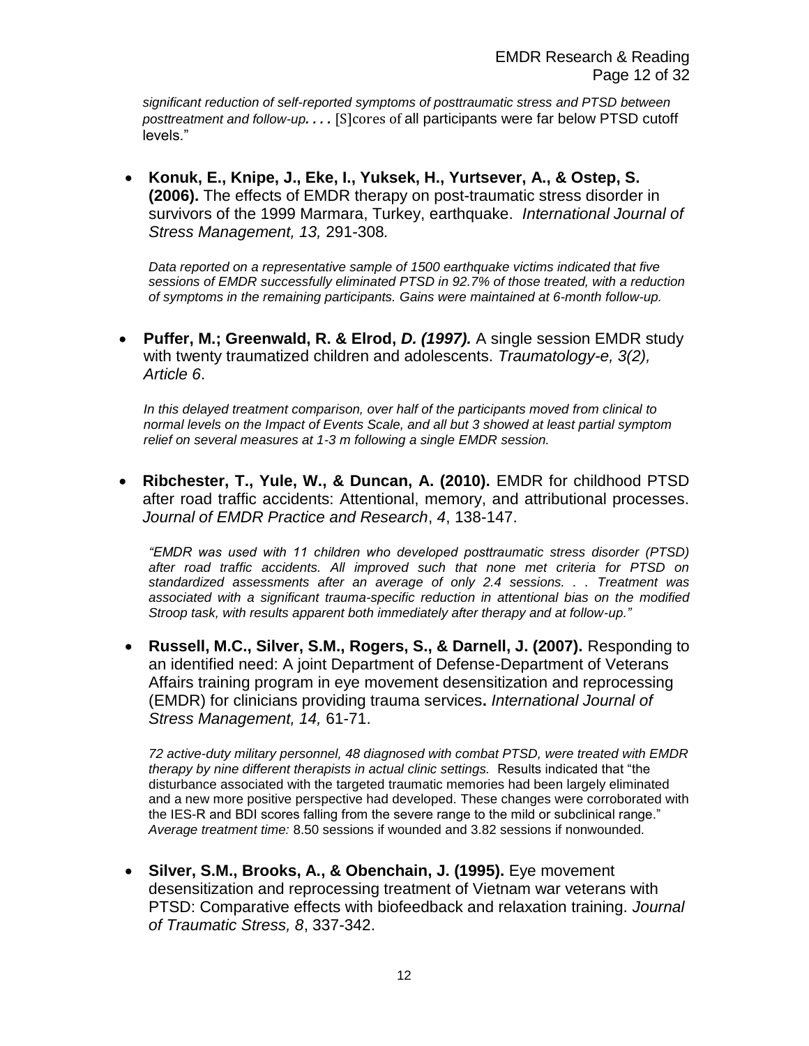*significant reduction of self-reported symptoms of posttraumatic stress and PTSD between posttreatment and follow-up. . . .* [S]cores of all participants were far below PTSD cutoff levels."

- **Konuk, E., Knipe, J., Eke, I., Yuksek, H., Yurtsever, A., & Ostep, S. (2006).** The effects of EMDR therapy on post-traumatic stress disorder in survivors of the 1999 Marmara, Turkey, earthquake. *International Journal of Stress Management, 13,* 291-308.

  *Data reported on a representative sample of 1500 earthquake victims indicated that five sessions of EMDR successfully eliminated PTSD in 92.7% of those treated, with a reduction of symptoms in the remaining participants. Gains were maintained at 6-month follow-up.*

- **Puffer, M.; Greenwald, R. & Elrod, *D. (1997).*** A single session EMDR study with twenty traumatized children and adolescents. *Traumatology-e, 3(2), Article 6*.

  *In this delayed treatment comparison, over half of the participants moved from clinical to normal levels on the Impact of Events Scale, and all but 3 showed at least partial symptom relief on several measures at 1-3 m following a single EMDR session.*

- **Ribchester, T., Yule, W., & Duncan, A. (2010).** EMDR for childhood PTSD after road traffic accidents: Attentional, memory, and attributional processes. *Journal of EMDR Practice and Research*, *4*, 138-147.

  *"EMDR was used with 11 children who developed posttraumatic stress disorder (PTSD) after road traffic accidents. All improved such that none met criteria for PTSD on standardized assessments after an average of only 2.4 sessions. . . Treatment was associated with a significant trauma-specific reduction in attentional bias on the modified Stroop task, with results apparent both immediately after therapy and at follow-up."*

- **Russell, M.C., Silver, S.M., Rogers, S., & Darnell, J. (2007).** Responding to an identified need: A joint Department of Defense-Department of Veterans Affairs training program in eye movement desensitization and reprocessing (EMDR) for clinicians providing trauma services**.** *International Journal of Stress Management, 14,* 61-71.

  *72 active-duty military personnel, 48 diagnosed with combat PTSD, were treated with EMDR therapy by nine different therapists in actual clinic settings.* Results indicated that "the disturbance associated with the targeted traumatic memories had been largely eliminated and a new more positive perspective had developed. These changes were corroborated with the IES-R and BDI scores falling from the severe range to the mild or subclinical range." *Average treatment time:* 8.50 sessions if wounded and 3.82 sessions if nonwounded.

- **Silver, S.M., Brooks, A., & Obenchain, J. (1995).** Eye movement desensitization and reprocessing treatment of Vietnam war veterans with PTSD: Comparative effects with biofeedback and relaxation training. *Journal of Traumatic Stress, 8*, 337-342.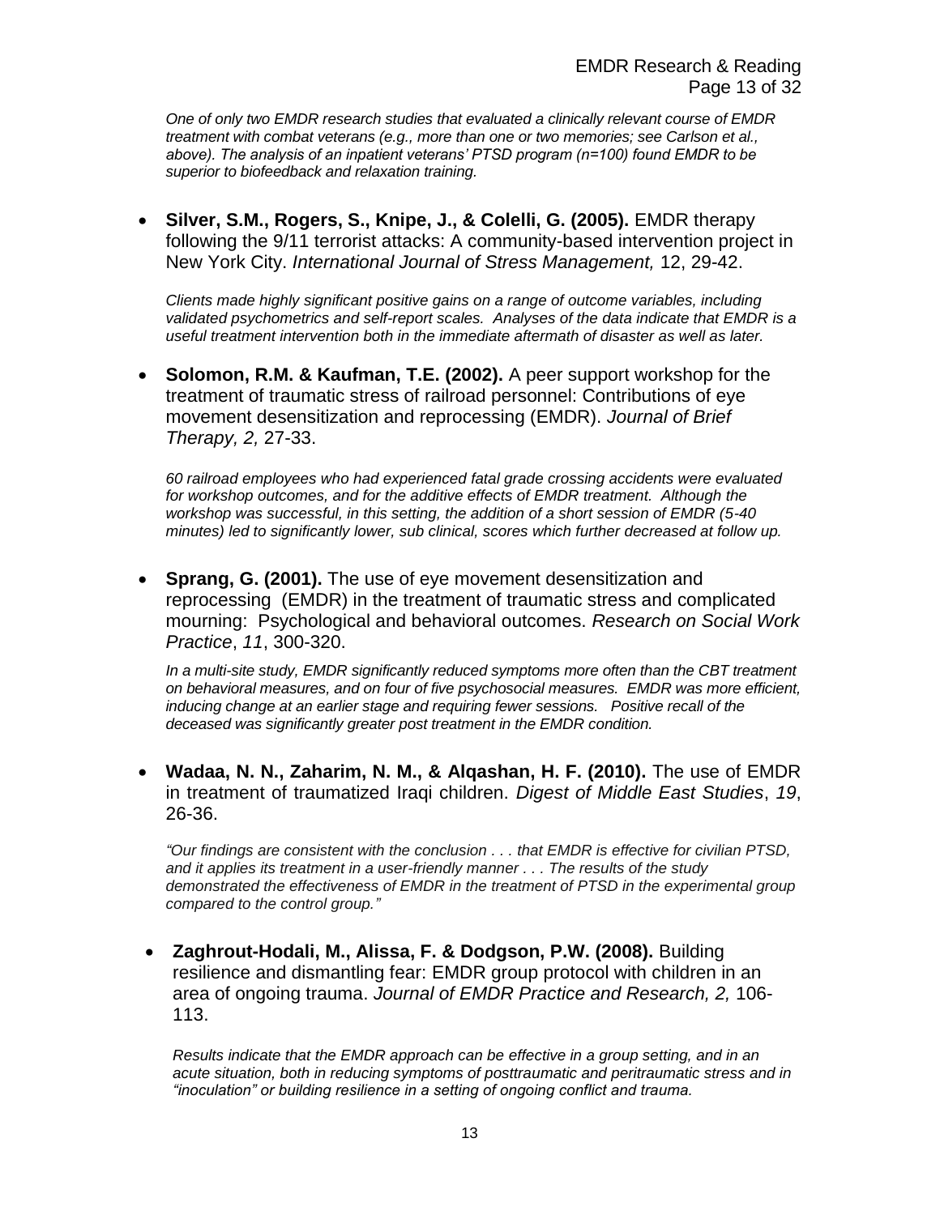*One of only two EMDR research studies that evaluated a clinically relevant course of EMDR treatment with combat veterans (e.g., more than one or two memories; see Carlson et al., above). The analysis of an inpatient veterans' PTSD program (n=100) found EMDR to be superior to biofeedback and relaxation training.*

- **Silver, S.M., Rogers, S., Knipe, J., & Colelli, G. (2005).** EMDR therapy following the 9/11 terrorist attacks: A community-based intervention project in New York City. *International Journal of Stress Management,* 12, 29-42.

  *Clients made highly significant positive gains on a range of outcome variables, including validated psychometrics and self-report scales. Analyses of the data indicate that EMDR is a useful treatment intervention both in the immediate aftermath of disaster as well as later.*

- **Solomon, R.M. & Kaufman, T.E. (2002).** A peer support workshop for the treatment of traumatic stress of railroad personnel: Contributions of eye movement desensitization and reprocessing (EMDR). *Journal of Brief Therapy, 2,* 27-33.

  *60 railroad employees who had experienced fatal grade crossing accidents were evaluated for workshop outcomes, and for the additive effects of EMDR treatment. Although the workshop was successful, in this setting, the addition of a short session of EMDR (5-40 minutes) led to significantly lower, sub clinical, scores which further decreased at follow up.*

- **Sprang, G. (2001).** The use of eye movement desensitization and reprocessing (EMDR) in the treatment of traumatic stress and complicated mourning: Psychological and behavioral outcomes. *Research on Social Work Practice*, *11*, 300-320.

  *In a multi-site study, EMDR significantly reduced symptoms more often than the CBT treatment on behavioral measures, and on four of five psychosocial measures. EMDR was more efficient, inducing change at an earlier stage and requiring fewer sessions. Positive recall of the deceased was significantly greater post treatment in the EMDR condition.*

- **Wadaa, N. N., Zaharim, N. M., & Alqashan, H. F. (2010).** The use of EMDR in treatment of traumatized Iraqi children. *Digest of Middle East Studies*, *19*, 26-36.

  *"Our findings are consistent with the conclusion . . . that EMDR is effective for civilian PTSD, and it applies its treatment in a user-friendly manner . . . The results of the study demonstrated the effectiveness of EMDR in the treatment of PTSD in the experimental group compared to the control group."*

- **Zaghrout-Hodali, M., Alissa, F. & Dodgson, P.W. (2008).** Building resilience and dismantling fear: EMDR group protocol with children in an area of ongoing trauma. *Journal of EMDR Practice and Research, 2,* 106-113.

  *Results indicate that the EMDR approach can be effective in a group setting, and in an acute situation, both in reducing symptoms of posttraumatic and peritraumatic stress and in "inoculation" or building resilience in a setting of ongoing conflict and trauma.*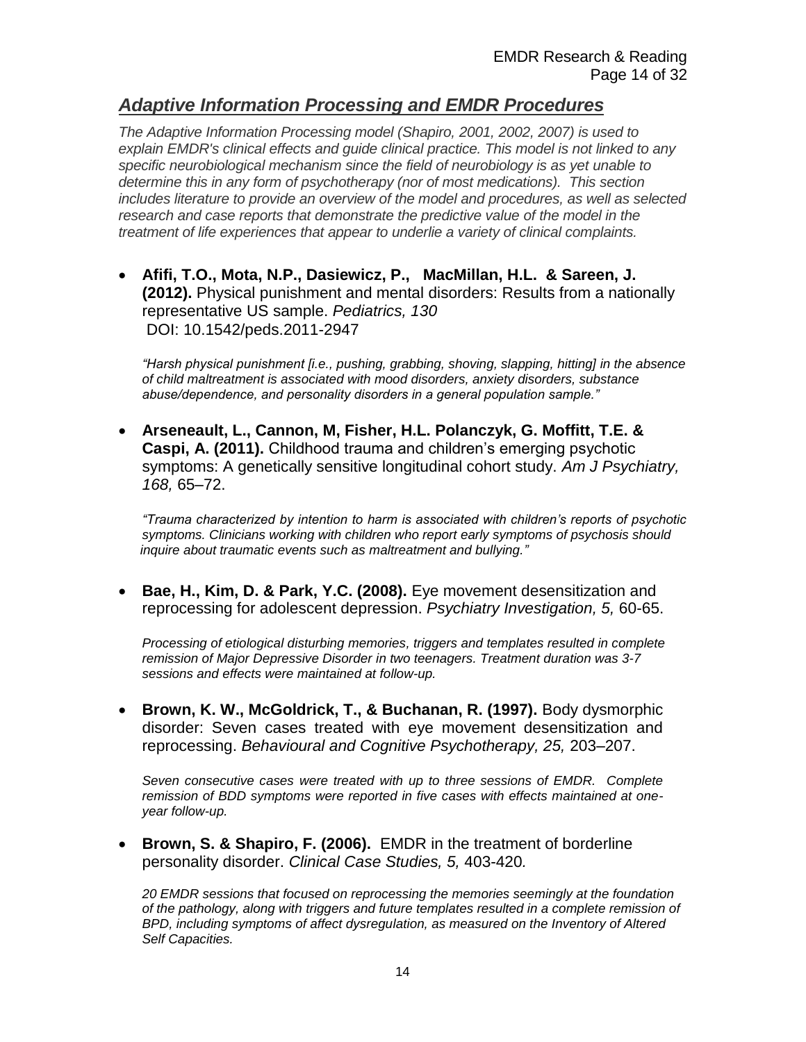## ***Adaptive Information Processing and EMDR Procedures***

*The Adaptive Information Processing model (Shapiro, 2001, 2002, 2007) is used to explain EMDR's clinical effects and guide clinical practice. This model is not linked to any specific neurobiological mechanism since the field of neurobiology is as yet unable to determine this in any form of psychotherapy (nor of most medications). This section includes literature to provide an overview of the model and procedures, as well as selected research and case reports that demonstrate the predictive value of the model in the treatment of life experiences that appear to underlie a variety of clinical complaints.*

- **Afifi, T.O., Mota, N.P., Dasiewicz, P., MacMillan, H.L. & Sareen, J. (2012).** Physical punishment and mental disorders: Results from a nationally representative US sample. *Pediatrics, 130* DOI: 10.1542/peds.2011-2947

  *"Harsh physical punishment [i.e., pushing, grabbing, shoving, slapping, hitting] in the absence of child maltreatment is associated with mood disorders, anxiety disorders, substance abuse/dependence, and personality disorders in a general population sample."*

- **Arseneault, L., Cannon, M, Fisher, H.L. Polanczyk, G. Moffitt, T.E. & Caspi, A. (2011).** Childhood trauma and children's emerging psychotic symptoms: A genetically sensitive longitudinal cohort study. *Am J Psychiatry, 168,* 65–72.

  *"Trauma characterized by intention to harm is associated with children's reports of psychotic symptoms. Clinicians working with children who report early symptoms of psychosis should inquire about traumatic events such as maltreatment and bullying."*

- **Bae, H., Kim, D. & Park, Y.C. (2008).** Eye movement desensitization and reprocessing for adolescent depression. *Psychiatry Investigation, 5,* 60-65.

  *Processing of etiological disturbing memories, triggers and templates resulted in complete remission of Major Depressive Disorder in two teenagers. Treatment duration was 3-7 sessions and effects were maintained at follow-up.*

- **Brown, K. W., McGoldrick, T., & Buchanan, R. (1997).** Body dysmorphic disorder: Seven cases treated with eye movement desensitization and reprocessing. *Behavioural and Cognitive Psychotherapy, 25,* 203–207.

  *Seven consecutive cases were treated with up to three sessions of EMDR. Complete remission of BDD symptoms were reported in five cases with effects maintained at one-year follow-up.*

- **Brown, S. & Shapiro, F. (2006).** EMDR in the treatment of borderline personality disorder. *Clinical Case Studies, 5,* 403-420.

  *20 EMDR sessions that focused on reprocessing the memories seemingly at the foundation of the pathology, along with triggers and future templates resulted in a complete remission of BPD, including symptoms of affect dysregulation, as measured on the Inventory of Altered Self Capacities.*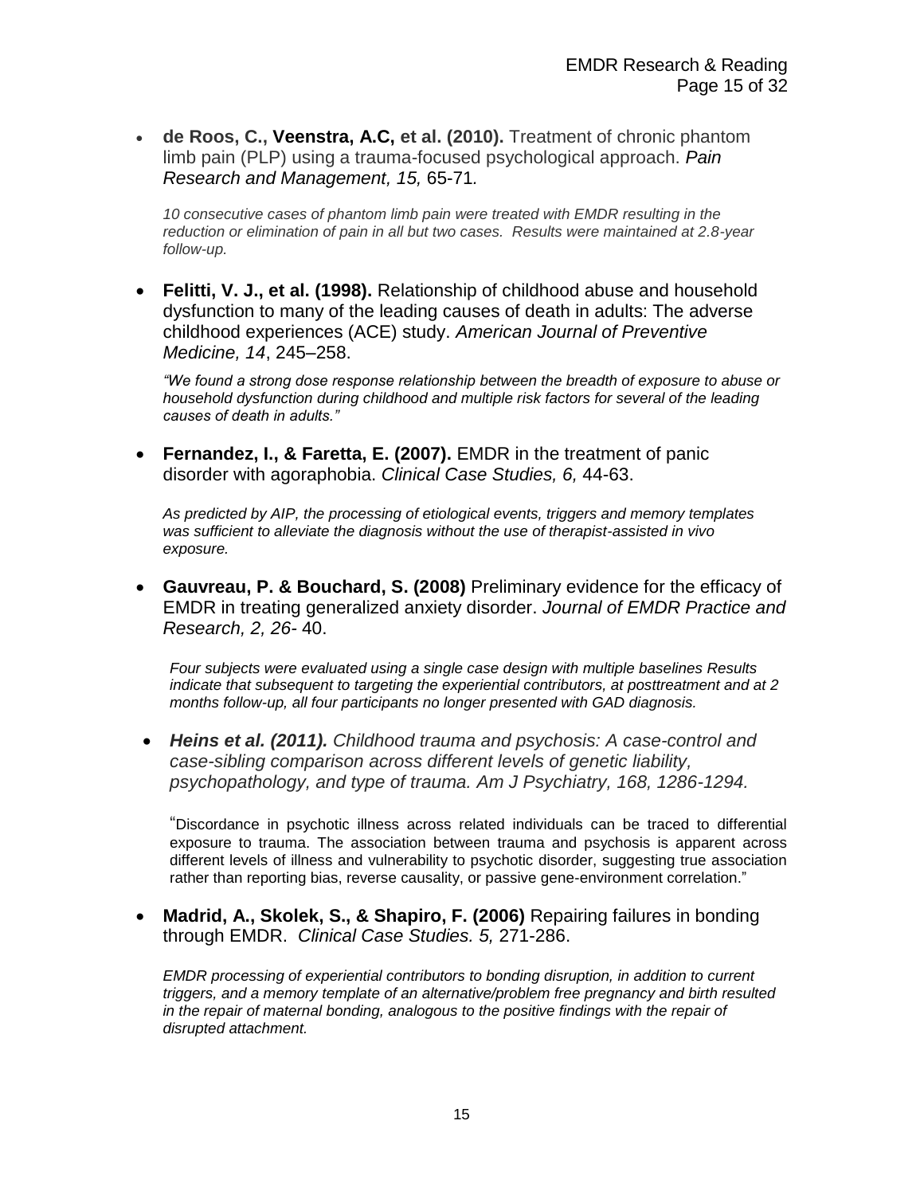- **de Roos, C., Veenstra, A.C, et al. (2010).** Treatment of chronic phantom limb pain (PLP) using a trauma-focused psychological approach. *Pain Research and Management, 15,* 65-71*.*

  *10 consecutive cases of phantom limb pain were treated with EMDR resulting in the reduction or elimination of pain in all but two cases. Results were maintained at 2.8-year follow-up.*

- **Felitti, V. J., et al. (1998).** Relationship of childhood abuse and household dysfunction to many of the leading causes of death in adults: The adverse childhood experiences (ACE) study. *American Journal of Preventive Medicine, 14*, 245–258.

  *"We found a strong dose response relationship between the breadth of exposure to abuse or household dysfunction during childhood and multiple risk factors for several of the leading causes of death in adults."*

- **Fernandez, I., & Faretta, E. (2007).** EMDR in the treatment of panic disorder with agoraphobia. *Clinical Case Studies, 6,* 44-63.

  *As predicted by AIP, the processing of etiological events, triggers and memory templates was sufficient to alleviate the diagnosis without the use of therapist-assisted in vivo exposure.*

- **Gauvreau, P. & Bouchard, S. (2008)** Preliminary evidence for the efficacy of EMDR in treating generalized anxiety disorder. *Journal of EMDR Practice and Research, 2, 26-* 40.

  *Four subjects were evaluated using a single case design with multiple baselines Results indicate that subsequent to targeting the experiential contributors, at posttreatment and at 2 months follow-up, all four participants no longer presented with GAD diagnosis.*

- ***Heins et al. (2011).*** *Childhood trauma and psychosis: A case-control and case-sibling comparison across different levels of genetic liability, psychopathology, and type of trauma. Am J Psychiatry, 168, 1286-1294.*

  "Discordance in psychotic illness across related individuals can be traced to differential exposure to trauma. The association between trauma and psychosis is apparent across different levels of illness and vulnerability to psychotic disorder, suggesting true association rather than reporting bias, reverse causality, or passive gene-environment correlation."

- **Madrid, A., Skolek, S., & Shapiro, F. (2006)** Repairing failures in bonding through EMDR. *Clinical Case Studies. 5,* 271-286.

  *EMDR processing of experiential contributors to bonding disruption, in addition to current triggers, and a memory template of an alternative/problem free pregnancy and birth resulted in the repair of maternal bonding, analogous to the positive findings with the repair of disrupted attachment.*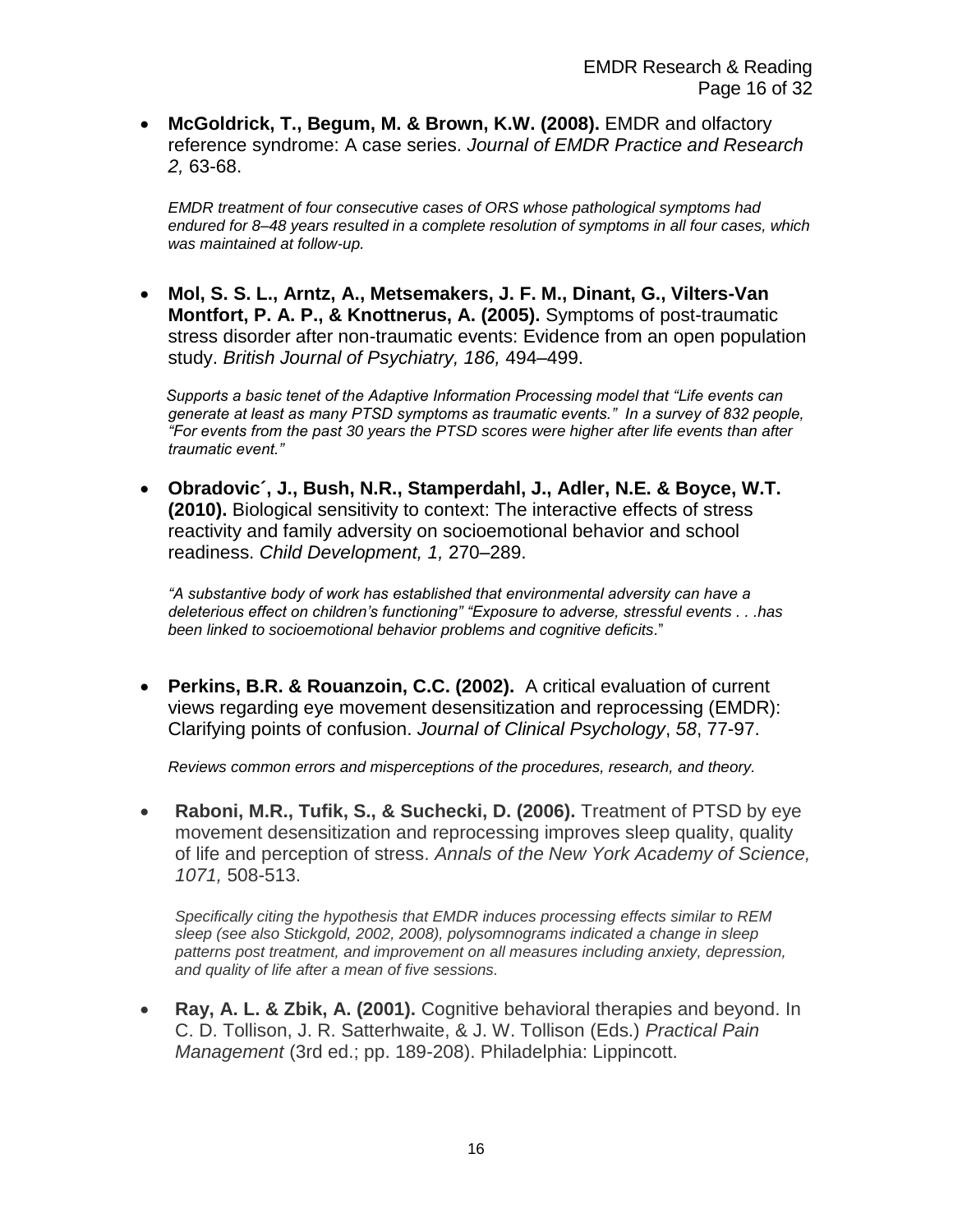- **McGoldrick, T., Begum, M. & Brown, K.W. (2008).** EMDR and olfactory reference syndrome: A case series. *Journal of EMDR Practice and Research 2,* 63-68.

  *EMDR treatment of four consecutive cases of ORS whose pathological symptoms had endured for 8–48 years resulted in a complete resolution of symptoms in all four cases, which was maintained at follow-up.*

- **Mol, S. S. L., Arntz, A., Metsemakers, J. F. M., Dinant, G., Vilters-Van Montfort, P. A. P., & Knottnerus, A. (2005).** Symptoms of post-traumatic stress disorder after non-traumatic events: Evidence from an open population study. *British Journal of Psychiatry, 186,* 494–499.

  *Supports a basic tenet of the Adaptive Information Processing model that "Life events can generate at least as many PTSD symptoms as traumatic events." In a survey of 832 people, "For events from the past 30 years the PTSD scores were higher after life events than after traumatic event."*

- **Obradovic´, J., Bush, N.R., Stamperdahl, J., Adler, N.E. & Boyce, W.T. (2010).** Biological sensitivity to context: The interactive effects of stress reactivity and family adversity on socioemotional behavior and school readiness. *Child Development, 1,* 270–289.

  *"A substantive body of work has established that environmental adversity can have a deleterious effect on children's functioning" "Exposure to adverse, stressful events . . .has been linked to socioemotional behavior problems and cognitive deficits*."

- **Perkins, B.R. & Rouanzoin, C.C. (2002).** A critical evaluation of current views regarding eye movement desensitization and reprocessing (EMDR): Clarifying points of confusion. *Journal of Clinical Psychology*, *58*, 77-97.

  *Reviews common errors and misperceptions of the procedures, research, and theory.*

- **Raboni, M.R., Tufik, S., & Suchecki, D. (2006).** Treatment of PTSD by eye movement desensitization and reprocessing improves sleep quality, quality of life and perception of stress. *Annals of the New York Academy of Science, 1071,* 508-513.

  *Specifically citing the hypothesis that EMDR induces processing effects similar to REM sleep (see also Stickgold, 2002, 2008), polysomnograms indicated a change in sleep patterns post treatment, and improvement on all measures including anxiety, depression, and quality of life after a mean of five sessions.*

- **Ray, A. L. & Zbik, A. (2001).** Cognitive behavioral therapies and beyond. In C. D. Tollison, J. R. Satterhwaite, & J. W. Tollison (Eds.) *Practical Pain Management* (3rd ed.; pp. 189-208). Philadelphia: Lippincott.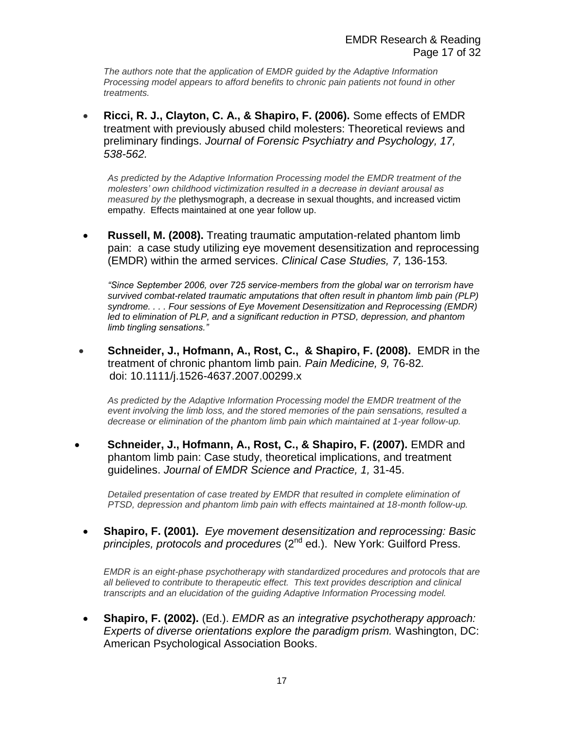*The authors note that the application of EMDR guided by the Adaptive Information Processing model appears to afford benefits to chronic pain patients not found in other treatments.*

- **Ricci, R. J., Clayton, C. A., & Shapiro, F. (2006).** Some effects of EMDR treatment with previously abused child molesters: Theoretical reviews and preliminary findings. *Journal of Forensic Psychiatry and Psychology, 17, 538-562.*

  *As predicted by the Adaptive Information Processing model the EMDR treatment of the molesters' own childhood victimization resulted in a decrease in deviant arousal as measured by the* plethysmograph, a decrease in sexual thoughts, and increased victim empathy. Effects maintained at one year follow up.

- **Russell, M. (2008).** Treating traumatic amputation-related phantom limb pain: a case study utilizing eye movement desensitization and reprocessing (EMDR) within the armed services. *Clinical Case Studies, 7,* 136-153*.*

  *"Since September 2006, over 725 service-members from the global war on terrorism have survived combat-related traumatic amputations that often result in phantom limb pain (PLP) syndrome. . . . Four sessions of Eye Movement Desensitization and Reprocessing (EMDR) led to elimination of PLP, and a significant reduction in PTSD, depression, and phantom limb tingling sensations."*

- **Schneider, J., Hofmann, A., Rost, C., & Shapiro, F. (2008).** EMDR in the treatment of chronic phantom limb pain*. Pain Medicine, 9,* 76-82*.* doi: 10.1111/j.1526-4637.2007.00299.x

  *As predicted by the Adaptive Information Processing model the EMDR treatment of the event involving the limb loss, and the stored memories of the pain sensations, resulted a decrease or elimination of the phantom limb pain which maintained at 1-year follow-up.*

- **Schneider, J., Hofmann, A., Rost, C., & Shapiro, F. (2007).** EMDR and phantom limb pain: Case study, theoretical implications, and treatment guidelines. *Journal of EMDR Science and Practice, 1,* 31-45.

  *Detailed presentation of case treated by EMDR that resulted in complete elimination of PTSD, depression and phantom limb pain with effects maintained at 18-month follow-up.*

- **Shapiro, F. (2001).** *Eye movement desensitization and reprocessing: Basic principles, protocols and procedures* (2nd ed.). New York: Guilford Press.

  *EMDR is an eight-phase psychotherapy with standardized procedures and protocols that are all believed to contribute to therapeutic effect. This text provides description and clinical transcripts and an elucidation of the guiding Adaptive Information Processing model.*

- **Shapiro, F. (2002).** (Ed.). *EMDR as an integrative psychotherapy approach: Experts of diverse orientations explore the paradigm prism.* Washington, DC: American Psychological Association Books.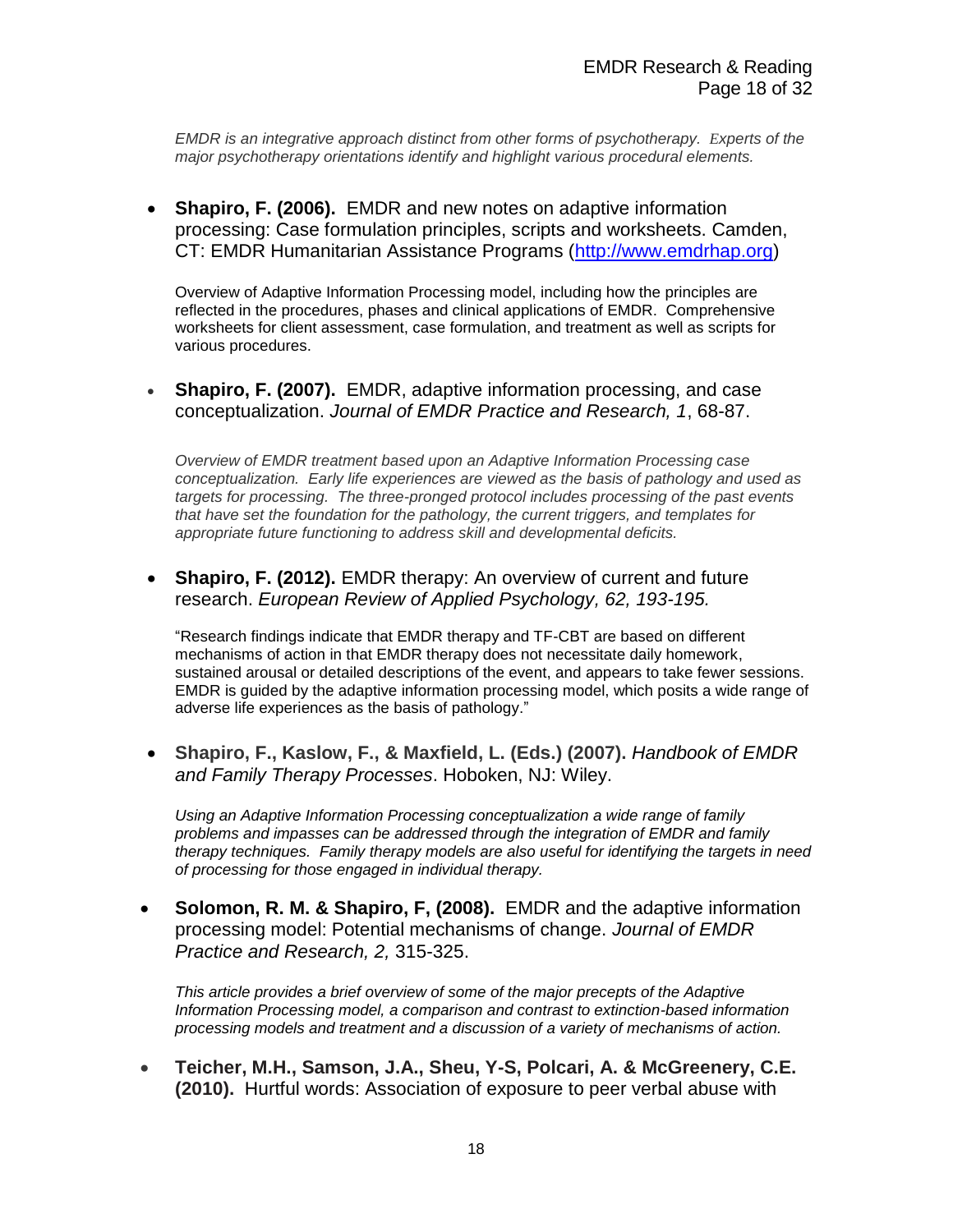*EMDR is an integrative approach distinct from other forms of psychotherapy. Experts of the major psychotherapy orientations identify and highlight various procedural elements.*

- **Shapiro, F. (2006).** EMDR and new notes on adaptive information processing: Case formulation principles, scripts and worksheets. Camden, CT: EMDR Humanitarian Assistance Programs (http://www.emdrhap.org)

  Overview of Adaptive Information Processing model, including how the principles are reflected in the procedures, phases and clinical applications of EMDR. Comprehensive worksheets for client assessment, case formulation, and treatment as well as scripts for various procedures.

- **Shapiro, F. (2007).** EMDR, adaptive information processing, and case conceptualization. *Journal of EMDR Practice and Research, 1*, 68-87.

  *Overview of EMDR treatment based upon an Adaptive Information Processing case conceptualization. Early life experiences are viewed as the basis of pathology and used as targets for processing. The three-pronged protocol includes processing of the past events that have set the foundation for the pathology, the current triggers, and templates for appropriate future functioning to address skill and developmental deficits.*

- **Shapiro, F. (2012).** EMDR therapy: An overview of current and future research. *European Review of Applied Psychology, 62, 193-195.*

  "Research findings indicate that EMDR therapy and TF-CBT are based on different mechanisms of action in that EMDR therapy does not necessitate daily homework, sustained arousal or detailed descriptions of the event, and appears to take fewer sessions. EMDR is guided by the adaptive information processing model, which posits a wide range of adverse life experiences as the basis of pathology."

- **Shapiro, F., Kaslow, F., & Maxfield, L. (Eds.) (2007).** *Handbook of EMDR and Family Therapy Processes*. Hoboken, NJ: Wiley.

  *Using an Adaptive Information Processing conceptualization a wide range of family problems and impasses can be addressed through the integration of EMDR and family therapy techniques. Family therapy models are also useful for identifying the targets in need of processing for those engaged in individual therapy.*

- **Solomon, R. M. & Shapiro, F, (2008).** EMDR and the adaptive information processing model: Potential mechanisms of change. *Journal of EMDR Practice and Research, 2,* 315-325.

  *This article provides a brief overview of some of the major precepts of the Adaptive Information Processing model, a comparison and contrast to extinction-based information processing models and treatment and a discussion of a variety of mechanisms of action.*

- **Teicher, M.H., Samson, J.A., Sheu, Y-S, Polcari, A. & McGreenery, C.E. (2010).** Hurtful words: Association of exposure to peer verbal abuse with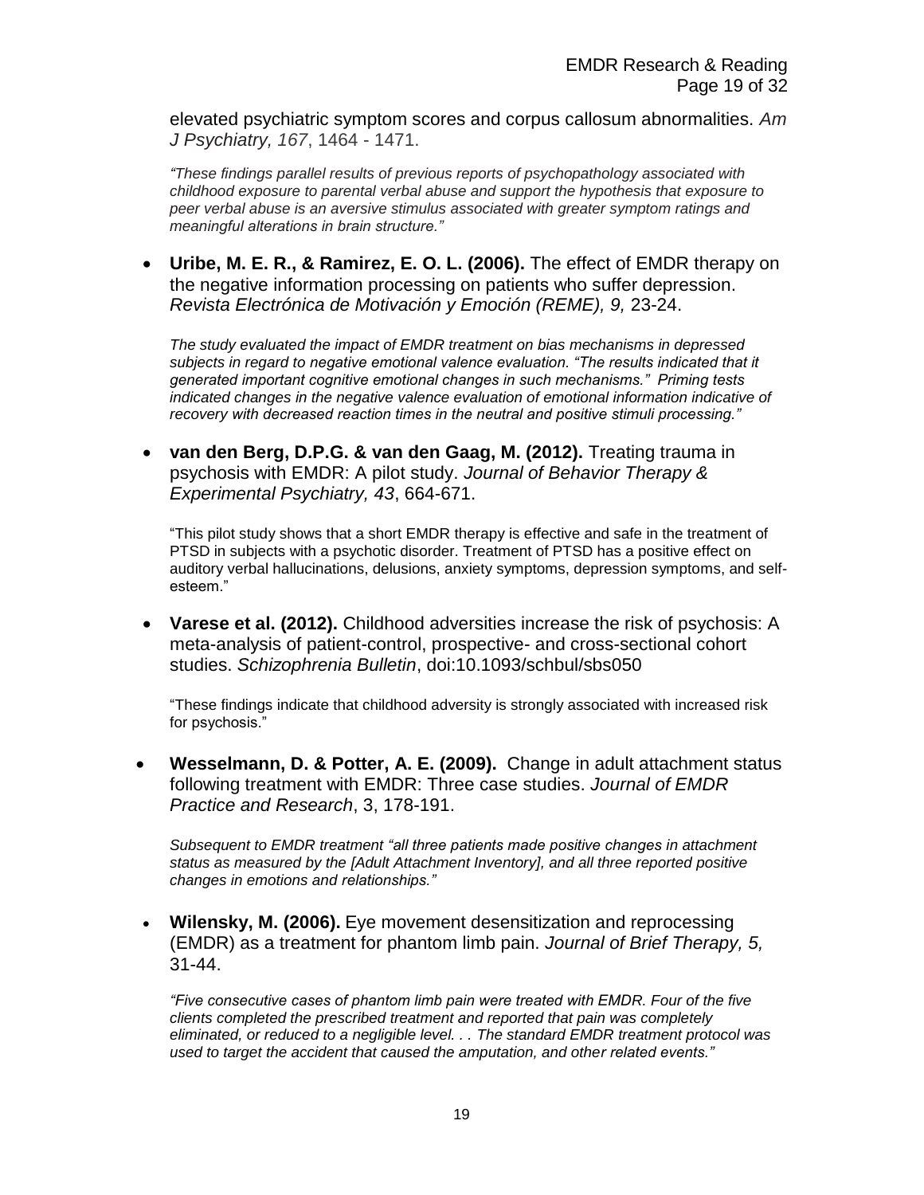elevated psychiatric symptom scores and corpus callosum abnormalities. *Am J Psychiatry, 167*, 1464 - 1471.

*"These findings parallel results of previous reports of psychopathology associated with childhood exposure to parental verbal abuse and support the hypothesis that exposure to peer verbal abuse is an aversive stimulus associated with greater symptom ratings and meaningful alterations in brain structure."*

- **Uribe, M. E. R., & Ramirez, E. O. L. (2006).** The effect of EMDR therapy on the negative information processing on patients who suffer depression. *Revista Electrónica de Motivación y Emoción (REME), 9,* 23-24.

  *The study evaluated the impact of EMDR treatment on bias mechanisms in depressed subjects in regard to negative emotional valence evaluation. "The results indicated that it generated important cognitive emotional changes in such mechanisms." Priming tests indicated changes in the negative valence evaluation of emotional information indicative of recovery with decreased reaction times in the neutral and positive stimuli processing."*

- **van den Berg, D.P.G. & van den Gaag, M. (2012).** Treating trauma in psychosis with EMDR: A pilot study. *Journal of Behavior Therapy & Experimental Psychiatry, 43*, 664-671.

  "This pilot study shows that a short EMDR therapy is effective and safe in the treatment of PTSD in subjects with a psychotic disorder. Treatment of PTSD has a positive effect on auditory verbal hallucinations, delusions, anxiety symptoms, depression symptoms, and self-esteem."

- **Varese et al. (2012).** Childhood adversities increase the risk of psychosis: A meta-analysis of patient-control, prospective- and cross-sectional cohort studies. *Schizophrenia Bulletin*, doi:10.1093/schbul/sbs050

  "These findings indicate that childhood adversity is strongly associated with increased risk for psychosis."

- **Wesselmann, D. & Potter, A. E. (2009).** Change in adult attachment status following treatment with EMDR: Three case studies. *Journal of EMDR Practice and Research*, 3, 178-191.

  *Subsequent to EMDR treatment "all three patients made positive changes in attachment status as measured by the [Adult Attachment Inventory], and all three reported positive changes in emotions and relationships."*

- **Wilensky, M. (2006).** Eye movement desensitization and reprocessing (EMDR) as a treatment for phantom limb pain. *Journal of Brief Therapy, 5,* 31-44.

  *"Five consecutive cases of phantom limb pain were treated with EMDR. Four of the five clients completed the prescribed treatment and reported that pain was completely eliminated, or reduced to a negligible level. . . The standard EMDR treatment protocol was used to target the accident that caused the amputation, and other related events."*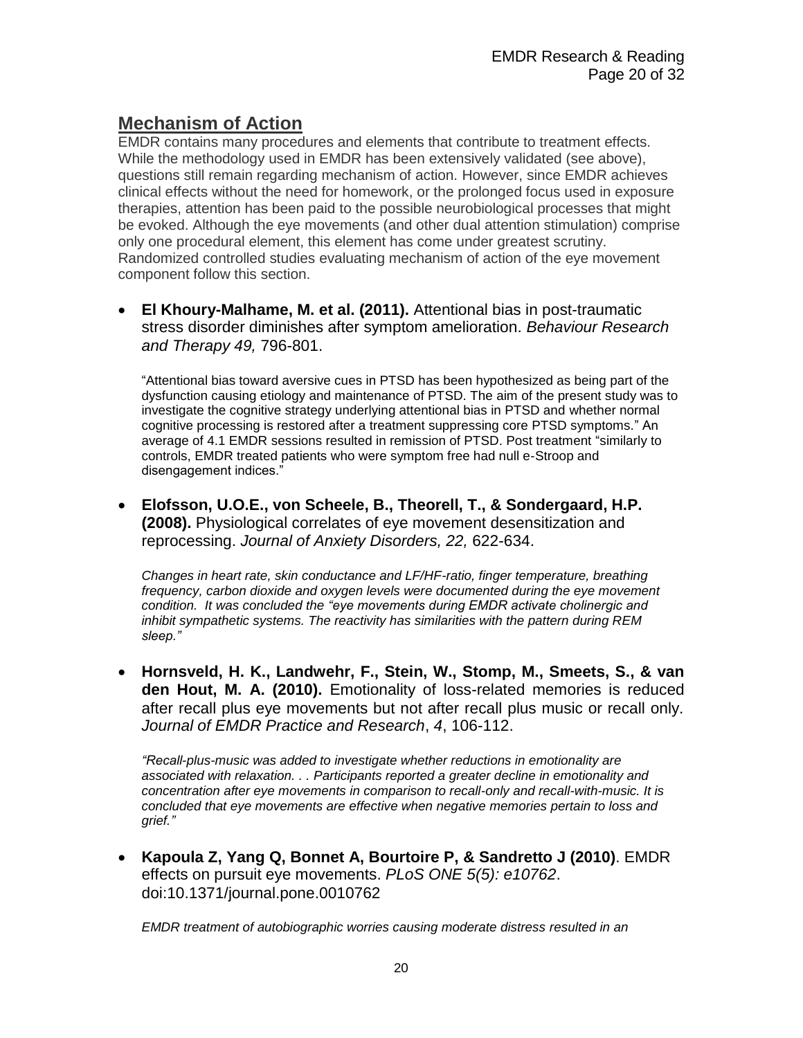## Mechanism of Action

EMDR contains many procedures and elements that contribute to treatment effects. While the methodology used in EMDR has been extensively validated (see above), questions still remain regarding mechanism of action. However, since EMDR achieves clinical effects without the need for homework, or the prolonged focus used in exposure therapies, attention has been paid to the possible neurobiological processes that might be evoked. Although the eye movements (and other dual attention stimulation) comprise only one procedural element, this element has come under greatest scrutiny. Randomized controlled studies evaluating mechanism of action of the eye movement component follow this section.

- **El Khoury-Malhame, M. et al. (2011).** Attentional bias in post-traumatic stress disorder diminishes after symptom amelioration. *Behaviour Research and Therapy 49,* 796-801.

  "Attentional bias toward aversive cues in PTSD has been hypothesized as being part of the dysfunction causing etiology and maintenance of PTSD. The aim of the present study was to investigate the cognitive strategy underlying attentional bias in PTSD and whether normal cognitive processing is restored after a treatment suppressing core PTSD symptoms." An average of 4.1 EMDR sessions resulted in remission of PTSD. Post treatment "similarly to controls, EMDR treated patients who were symptom free had null e-Stroop and disengagement indices."

- **Elofsson, U.O.E., von Scheele, B., Theorell, T., & Sondergaard, H.P. (2008).** Physiological correlates of eye movement desensitization and reprocessing. *Journal of Anxiety Disorders, 22,* 622-634.

  *Changes in heart rate, skin conductance and LF/HF-ratio, finger temperature, breathing frequency, carbon dioxide and oxygen levels were documented during the eye movement condition. It was concluded the "eye movements during EMDR activate cholinergic and inhibit sympathetic systems. The reactivity has similarities with the pattern during REM sleep."*

- **Hornsveld, H. K., Landwehr, F., Stein, W., Stomp, M., Smeets, S., & van den Hout, M. A. (2010).** Emotionality of loss-related memories is reduced after recall plus eye movements but not after recall plus music or recall only. *Journal of EMDR Practice and Research*, *4*, 106-112.

  *"Recall-plus-music was added to investigate whether reductions in emotionality are associated with relaxation. . . Participants reported a greater decline in emotionality and concentration after eye movements in comparison to recall-only and recall-with-music. It is concluded that eye movements are effective when negative memories pertain to loss and grief."*

- **Kapoula Z, Yang Q, Bonnet A, Bourtoire P, & Sandretto J (2010)**. EMDR effects on pursuit eye movements. *PLoS ONE 5(5): e10762*. doi:10.1371/journal.pone.0010762

  *EMDR treatment of autobiographic worries causing moderate distress resulted in an*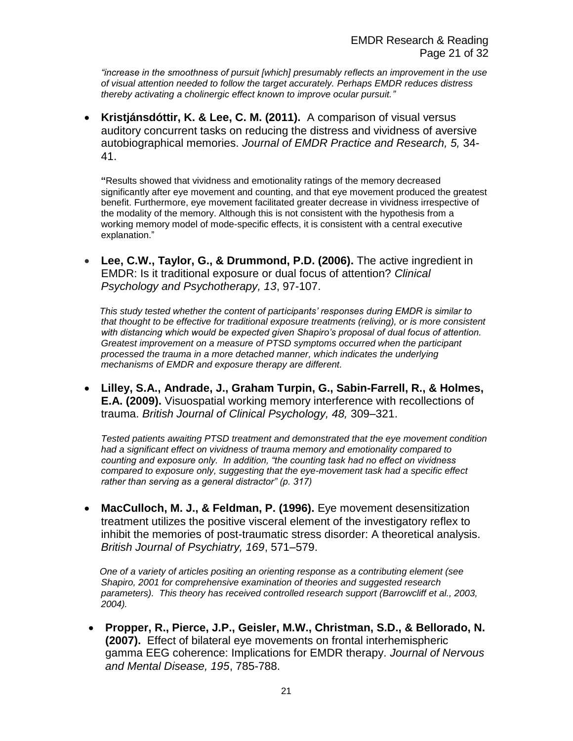*"increase in the smoothness of pursuit [which] presumably reflects an improvement in the use of visual attention needed to follow the target accurately. Perhaps EMDR reduces distress thereby activating a cholinergic effect known to improve ocular pursuit."*

- **Kristjánsdóttir, K. & Lee, C. M. (2011).** A comparison of visual versus auditory concurrent tasks on reducing the distress and vividness of aversive autobiographical memories. *Journal of EMDR Practice and Research, 5,* 34-41.

  **"**Results showed that vividness and emotionality ratings of the memory decreased significantly after eye movement and counting, and that eye movement produced the greatest benefit. Furthermore, eye movement facilitated greater decrease in vividness irrespective of the modality of the memory. Although this is not consistent with the hypothesis from a working memory model of mode-specific effects, it is consistent with a central executive explanation."

- **Lee, C.W., Taylor, G., & Drummond, P.D. (2006).** The active ingredient in EMDR: Is it traditional exposure or dual focus of attention? *Clinical Psychology and Psychotherapy, 13*, 97-107.

  *This study tested whether the content of participants' responses during EMDR is similar to that thought to be effective for traditional exposure treatments (reliving), or is more consistent with distancing which would be expected given Shapiro's proposal of dual focus of attention. Greatest improvement on a measure of PTSD symptoms occurred when the participant processed the trauma in a more detached manner, which indicates the underlying mechanisms of EMDR and exposure therapy are different.*

- **Lilley, S.A., Andrade, J., Graham Turpin, G., Sabin-Farrell, R., & Holmes, E.A. (2009).** Visuospatial working memory interference with recollections of trauma. *British Journal of Clinical Psychology, 48,* 309–321.

  *Tested patients awaiting PTSD treatment and demonstrated that the eye movement condition had a significant effect on vividness of trauma memory and emotionality compared to counting and exposure only. In addition, "the counting task had no effect on vividness compared to exposure only, suggesting that the eye-movement task had a specific effect rather than serving as a general distractor" (p. 317)*

- **MacCulloch, M. J., & Feldman, P. (1996).** Eye movement desensitization treatment utilizes the positive visceral element of the investigatory reflex to inhibit the memories of post-traumatic stress disorder: A theoretical analysis. *British Journal of Psychiatry, 169*, 571–579.

  *One of a variety of articles positing an orienting response as a contributing element (see Shapiro, 2001 for comprehensive examination of theories and suggested research parameters). This theory has received controlled research support (Barrowcliff et al., 2003, 2004).*

- **Propper, R., Pierce, J.P., Geisler, M.W., Christman, S.D., & Bellorado, N. (2007).** Effect of bilateral eye movements on frontal interhemispheric gamma EEG coherence: Implications for EMDR therapy. *Journal of Nervous and Mental Disease, 195*, 785-788.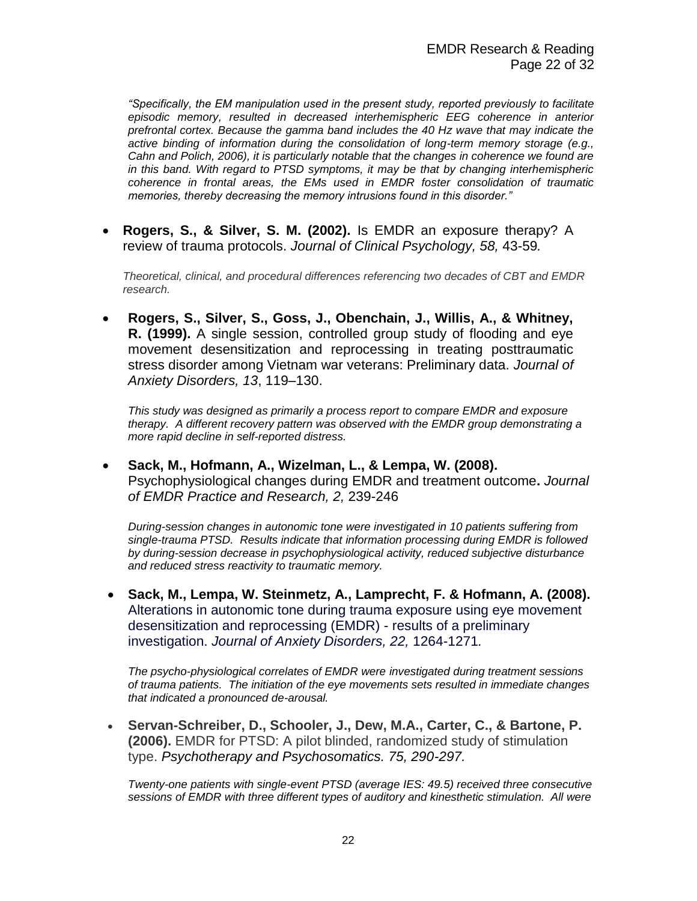*"Specifically, the EM manipulation used in the present study, reported previously to facilitate episodic memory, resulted in decreased interhemispheric EEG coherence in anterior prefrontal cortex. Because the gamma band includes the 40 Hz wave that may indicate the active binding of information during the consolidation of long-term memory storage (e.g., Cahn and Polich, 2006), it is particularly notable that the changes in coherence we found are in this band. With regard to PTSD symptoms, it may be that by changing interhemispheric coherence in frontal areas, the EMs used in EMDR foster consolidation of traumatic memories, thereby decreasing the memory intrusions found in this disorder."*

- **Rogers, S., & Silver, S. M. (2002).** Is EMDR an exposure therapy? A review of trauma protocols. *Journal of Clinical Psychology, 58,* 43-59*.*

  *Theoretical, clinical, and procedural differences referencing two decades of CBT and EMDR research.*

- **Rogers, S., Silver, S., Goss, J., Obenchain, J., Willis, A., & Whitney, R. (1999).** A single session, controlled group study of flooding and eye movement desensitization and reprocessing in treating posttraumatic stress disorder among Vietnam war veterans: Preliminary data. *Journal of Anxiety Disorders, 13*, 119–130.

  *This study was designed as primarily a process report to compare EMDR and exposure therapy. A different recovery pattern was observed with the EMDR group demonstrating a more rapid decline in self-reported distress.*

- **Sack, M., Hofmann, A., Wizelman, L., & Lempa, W. (2008).** Psychophysiological changes during EMDR and treatment outcome**.** *Journal of EMDR Practice and Research, 2,* 239-246

  *During-session changes in autonomic tone were investigated in 10 patients suffering from single-trauma PTSD. Results indicate that information processing during EMDR is followed by during-session decrease in psychophysiological activity, reduced subjective disturbance and reduced stress reactivity to traumatic memory.*

- **Sack, M., Lempa, W. Steinmetz, A., Lamprecht, F. & Hofmann, A. (2008).** Alterations in autonomic tone during trauma exposure using eye movement desensitization and reprocessing (EMDR) - results of a preliminary investigation. *Journal of Anxiety Disorders, 22,* 1264-1271*.*

  *The psycho-physiological correlates of EMDR were investigated during treatment sessions of trauma patients. The initiation of the eye movements sets resulted in immediate changes that indicated a pronounced de-arousal.*

- **Servan-Schreiber, D., Schooler, J., Dew, M.A., Carter, C., & Bartone, P. (2006).** EMDR for PTSD: A pilot blinded, randomized study of stimulation type. *Psychotherapy and Psychosomatics. 75, 290-297.*

  *Twenty-one patients with single-event PTSD (average IES: 49.5) received three consecutive sessions of EMDR with three different types of auditory and kinesthetic stimulation. All were*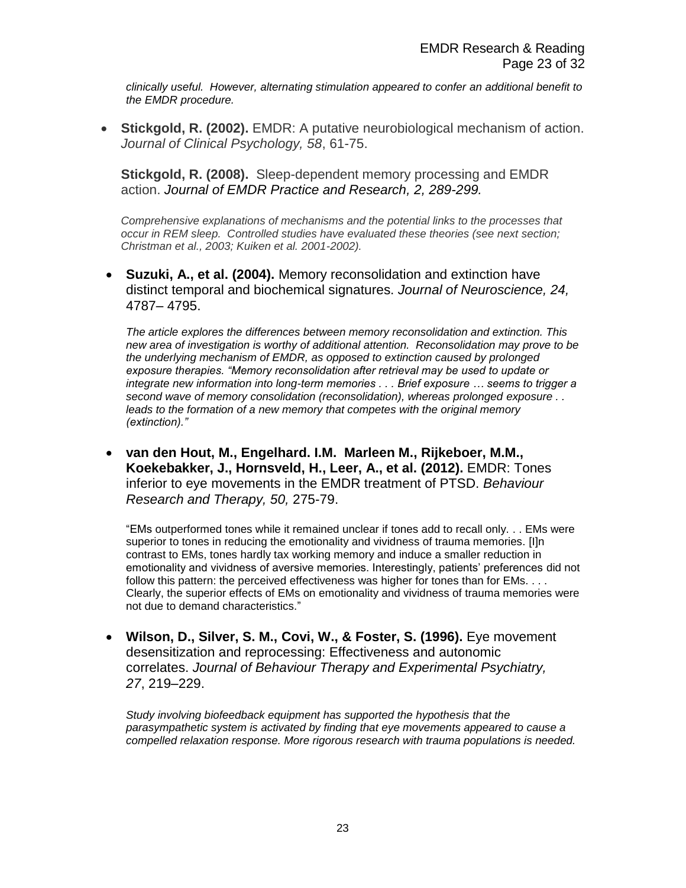*clinically useful. However, alternating stimulation appeared to confer an additional benefit to the EMDR procedure.*

- **Stickgold, R. (2002).** EMDR: A putative neurobiological mechanism of action. *Journal of Clinical Psychology, 58*, 61-75.

  **Stickgold, R. (2008).** Sleep-dependent memory processing and EMDR action. *Journal of EMDR Practice and Research, 2, 289-299.*

  *Comprehensive explanations of mechanisms and the potential links to the processes that occur in REM sleep. Controlled studies have evaluated these theories (see next section; Christman et al., 2003; Kuiken et al. 2001-2002).*

- **Suzuki, A., et al. (2004).** Memory reconsolidation and extinction have distinct temporal and biochemical signatures. *Journal of Neuroscience, 24,* 4787– 4795.

  *The article explores the differences between memory reconsolidation and extinction. This new area of investigation is worthy of additional attention. Reconsolidation may prove to be the underlying mechanism of EMDR, as opposed to extinction caused by prolonged exposure therapies. "Memory reconsolidation after retrieval may be used to update or integrate new information into long-term memories . . . Brief exposure … seems to trigger a second wave of memory consolidation (reconsolidation), whereas prolonged exposure . . leads to the formation of a new memory that competes with the original memory (extinction)."*

- **van den Hout, M., Engelhard. I.M. Marleen M., Rijkeboer, M.M., Koekebakker, J., Hornsveld, H., Leer, A., et al. (2012).** EMDR: Tones inferior to eye movements in the EMDR treatment of PTSD. *Behaviour Research and Therapy, 50,* 275-79.

  "EMs outperformed tones while it remained unclear if tones add to recall only. . . EMs were superior to tones in reducing the emotionality and vividness of trauma memories. [I]n contrast to EMs, tones hardly tax working memory and induce a smaller reduction in emotionality and vividness of aversive memories. Interestingly, patients' preferences did not follow this pattern: the perceived effectiveness was higher for tones than for EMs. . . . Clearly, the superior effects of EMs on emotionality and vividness of trauma memories were not due to demand characteristics."

- **Wilson, D., Silver, S. M., Covi, W., & Foster, S. (1996).** Eye movement desensitization and reprocessing: Effectiveness and autonomic correlates. *Journal of Behaviour Therapy and Experimental Psychiatry, 27*, 219–229.

  *Study involving biofeedback equipment has supported the hypothesis that the parasympathetic system is activated by finding that eye movements appeared to cause a compelled relaxation response. More rigorous research with trauma populations is needed.*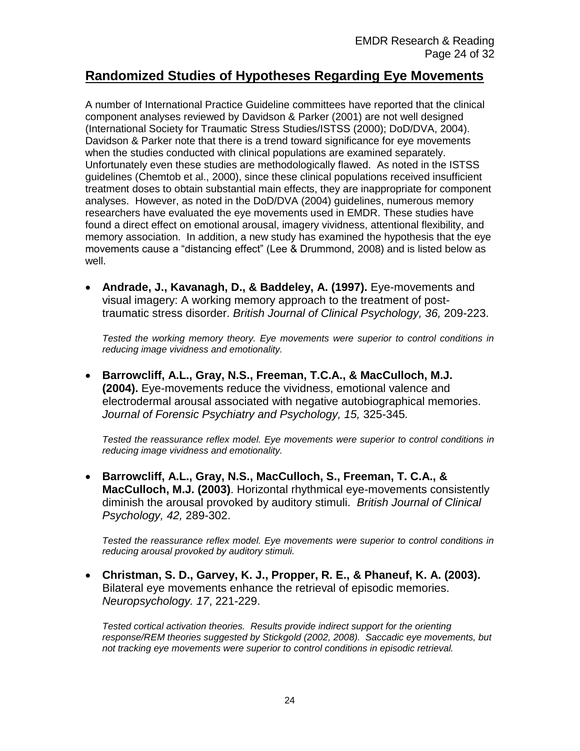## Randomized Studies of Hypotheses Regarding Eye Movements

A number of International Practice Guideline committees have reported that the clinical component analyses reviewed by Davidson & Parker (2001) are not well designed (International Society for Traumatic Stress Studies/ISTSS (2000); DoD/DVA, 2004). Davidson & Parker note that there is a trend toward significance for eye movements when the studies conducted with clinical populations are examined separately. Unfortunately even these studies are methodologically flawed. As noted in the ISTSS guidelines (Chemtob et al., 2000), since these clinical populations received insufficient treatment doses to obtain substantial main effects, they are inappropriate for component analyses. However, as noted in the DoD/DVA (2004) guidelines, numerous memory researchers have evaluated the eye movements used in EMDR. These studies have found a direct effect on emotional arousal, imagery vividness, attentional flexibility, and memory association. In addition, a new study has examined the hypothesis that the eye movements cause a "distancing effect" (Lee & Drummond, 2008) and is listed below as well.

- **Andrade, J., Kavanagh, D., & Baddeley, A. (1997).** Eye-movements and visual imagery: A working memory approach to the treatment of post-traumatic stress disorder. *British Journal of Clinical Psychology, 36,* 209-223.

  *Tested the working memory theory. Eye movements were superior to control conditions in reducing image vividness and emotionality.*

- **Barrowcliff, A.L., Gray, N.S., Freeman, T.C.A., & MacCulloch, M.J. (2004).** Eye-movements reduce the vividness, emotional valence and electrodermal arousal associated with negative autobiographical memories. *Journal of Forensic Psychiatry and Psychology, 15,* 325-345.

  *Tested the reassurance reflex model. Eye movements were superior to control conditions in reducing image vividness and emotionality.*

- **Barrowcliff, A.L., Gray, N.S., MacCulloch, S., Freeman, T. C.A., & MacCulloch, M.J. (2003)**. Horizontal rhythmical eye-movements consistently diminish the arousal provoked by auditory stimuli. *British Journal of Clinical Psychology, 42,* 289-302.

  *Tested the reassurance reflex model. Eye movements were superior to control conditions in reducing arousal provoked by auditory stimuli.*

- **Christman, S. D., Garvey, K. J., Propper, R. E., & Phaneuf, K. A. (2003).** Bilateral eye movements enhance the retrieval of episodic memories. *Neuropsychology. 17*, 221-229.

  *Tested cortical activation theories. Results provide indirect support for the orienting response/REM theories suggested by Stickgold (2002, 2008). Saccadic eye movements, but not tracking eye movements were superior to control conditions in episodic retrieval.*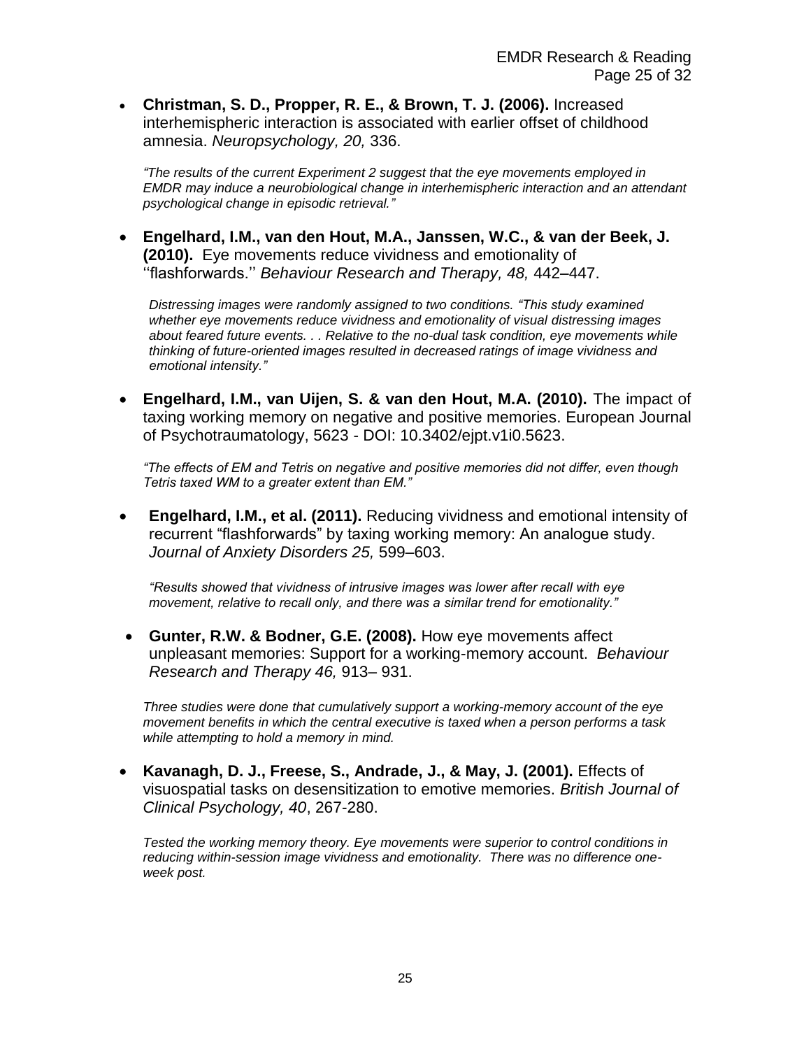- **Christman, S. D., Propper, R. E., & Brown, T. J. (2006).** Increased interhemispheric interaction is associated with earlier offset of childhood amnesia. *Neuropsychology, 20,* 336.

  *"The results of the current Experiment 2 suggest that the eye movements employed in EMDR may induce a neurobiological change in interhemispheric interaction and an attendant psychological change in episodic retrieval."*

- **Engelhard, I.M., van den Hout, M.A., Janssen, W.C., & van der Beek, J. (2010).** Eye movements reduce vividness and emotionality of ''flashforwards.'' *Behaviour Research and Therapy, 48,* 442–447.

  *Distressing images were randomly assigned to two conditions. "This study examined whether eye movements reduce vividness and emotionality of visual distressing images about feared future events. . . Relative to the no-dual task condition, eye movements while thinking of future-oriented images resulted in decreased ratings of image vividness and emotional intensity."*

- **Engelhard, I.M., van Uijen, S. & van den Hout, M.A. (2010).** The impact of taxing working memory on negative and positive memories. European Journal of Psychotraumatology, 5623 - DOI: 10.3402/ejpt.v1i0.5623.

  *"The effects of EM and Tetris on negative and positive memories did not differ, even though Tetris taxed WM to a greater extent than EM."*

- **Engelhard, I.M., et al. (2011).** Reducing vividness and emotional intensity of recurrent "flashforwards" by taxing working memory: An analogue study. *Journal of Anxiety Disorders 25,* 599–603.

  *"Results showed that vividness of intrusive images was lower after recall with eye movement, relative to recall only, and there was a similar trend for emotionality."*

- **Gunter, R.W. & Bodner, G.E. (2008).** How eye movements affect unpleasant memories: Support for a working-memory account. *Behaviour Research and Therapy 46,* 913– 931.

  *Three studies were done that cumulatively support a working-memory account of the eye movement benefits in which the central executive is taxed when a person performs a task while attempting to hold a memory in mind.*

- **Kavanagh, D. J., Freese, S., Andrade, J., & May, J. (2001).** Effects of visuospatial tasks on desensitization to emotive memories. *British Journal of Clinical Psychology, 40*, 267-280.

  *Tested the working memory theory. Eye movements were superior to control conditions in reducing within-session image vividness and emotionality. There was no difference one-week post.*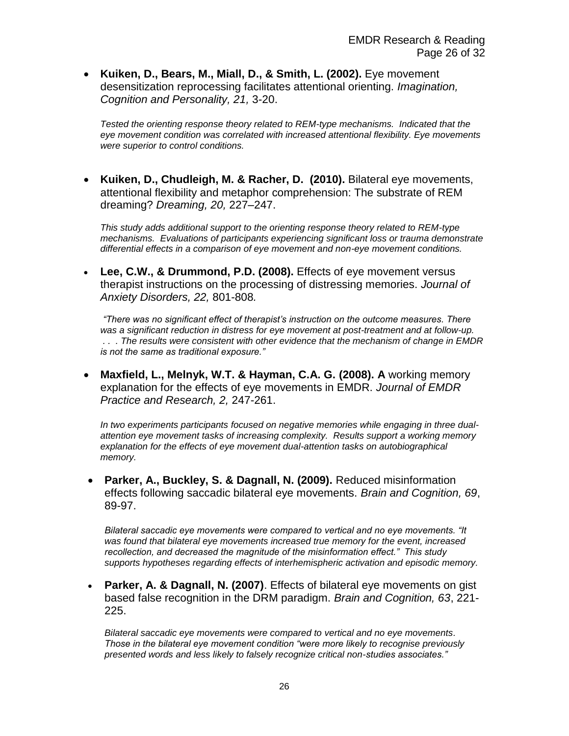- **Kuiken, D., Bears, M., Miall, D., & Smith, L. (2002).** Eye movement desensitization reprocessing facilitates attentional orienting. *Imagination, Cognition and Personality, 21,* 3-20.

  *Tested the orienting response theory related to REM-type mechanisms. Indicated that the eye movement condition was correlated with increased attentional flexibility. Eye movements were superior to control conditions.*

- **Kuiken, D., Chudleigh, M. & Racher, D. (2010).** Bilateral eye movements, attentional flexibility and metaphor comprehension: The substrate of REM dreaming? *Dreaming, 20,* 227–247.

  *This study adds additional support to the orienting response theory related to REM-type mechanisms. Evaluations of participants experiencing significant loss or trauma demonstrate differential effects in a comparison of eye movement and non-eye movement conditions.*

- **Lee, C.W., & Drummond, P.D. (2008).** Effects of eye movement versus therapist instructions on the processing of distressing memories. *Journal of Anxiety Disorders, 22,* 801-808*.*

  *"There was no significant effect of therapist's instruction on the outcome measures. There was a significant reduction in distress for eye movement at post-treatment and at follow-up. . . . The results were consistent with other evidence that the mechanism of change in EMDR is not the same as traditional exposure."*

- **Maxfield, L., Melnyk, W.T. & Hayman, C.A. G. (2008). A** working memory explanation for the effects of eye movements in EMDR. *Journal of EMDR Practice and Research, 2,* 247-261.

  *In two experiments participants focused on negative memories while engaging in three dual-attention eye movement tasks of increasing complexity. Results support a working memory explanation for the effects of eye movement dual-attention tasks on autobiographical memory.*

- **Parker, A., Buckley, S. & Dagnall, N. (2009).** Reduced misinformation effects following saccadic bilateral eye movements. *Brain and Cognition, 69*, 89-97.

  *Bilateral saccadic eye movements were compared to vertical and no eye movements. "It was found that bilateral eye movements increased true memory for the event, increased recollection, and decreased the magnitude of the misinformation effect." This study supports hypotheses regarding effects of interhemispheric activation and episodic memory.*

- **Parker, A. & Dagnall, N. (2007)**. Effects of bilateral eye movements on gist based false recognition in the DRM paradigm. *Brain and Cognition, 63*, 221-225.

  *Bilateral saccadic eye movements were compared to vertical and no eye movements. Those in the bilateral eye movement condition "were more likely to recognise previously presented words and less likely to falsely recognize critical non-studies associates."*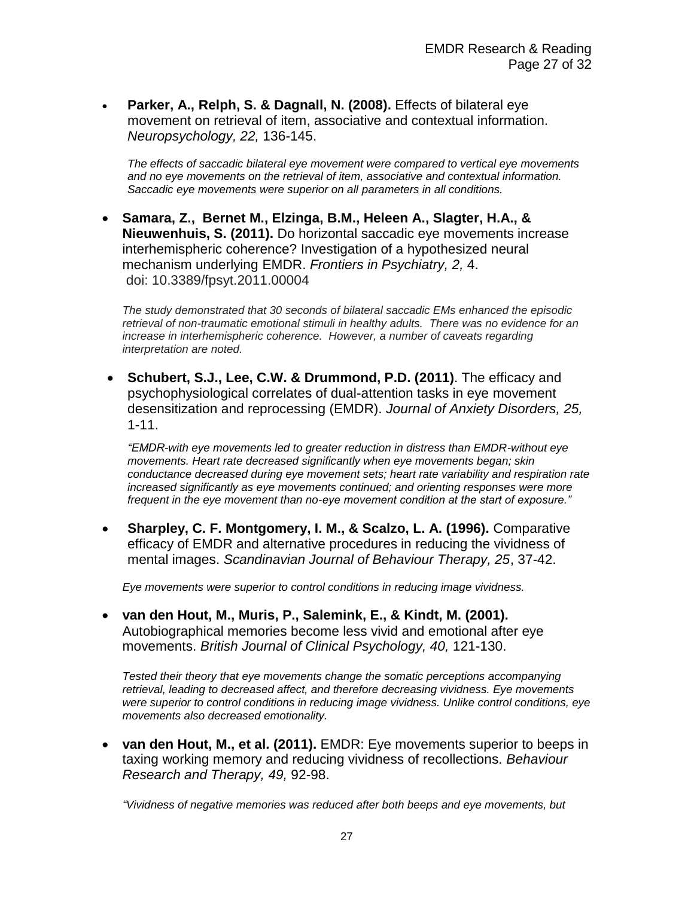- **Parker, A., Relph, S. & Dagnall, N. (2008).** Effects of bilateral eye movement on retrieval of item, associative and contextual information. *Neuropsychology, 22,* 136-145.

  *The effects of saccadic bilateral eye movement were compared to vertical eye movements and no eye movements on the retrieval of item, associative and contextual information. Saccadic eye movements were superior on all parameters in all conditions.*

- **Samara, Z., Bernet M., Elzinga, B.M., Heleen A., Slagter, H.A., & Nieuwenhuis, S. (2011).** Do horizontal saccadic eye movements increase interhemispheric coherence? Investigation of a hypothesized neural mechanism underlying EMDR. *Frontiers in Psychiatry, 2,* 4. doi: 10.3389/fpsyt.2011.00004

  *The study demonstrated that 30 seconds of bilateral saccadic EMs enhanced the episodic retrieval of non-traumatic emotional stimuli in healthy adults. There was no evidence for an increase in interhemispheric coherence. However, a number of caveats regarding interpretation are noted.*

- **Schubert, S.J., Lee, C.W. & Drummond, P.D. (2011)**. The efficacy and psychophysiological correlates of dual-attention tasks in eye movement desensitization and reprocessing (EMDR). *Journal of Anxiety Disorders, 25,* 1-11.

  *"EMDR-with eye movements led to greater reduction in distress than EMDR-without eye movements. Heart rate decreased significantly when eye movements began; skin conductance decreased during eye movement sets; heart rate variability and respiration rate increased significantly as eye movements continued; and orienting responses were more frequent in the eye movement than no-eye movement condition at the start of exposure."*

- **Sharpley, C. F. Montgomery, I. M., & Scalzo, L. A. (1996).** Comparative efficacy of EMDR and alternative procedures in reducing the vividness of mental images. *Scandinavian Journal of Behaviour Therapy, 25*, 37-42.

  *Eye movements were superior to control conditions in reducing image vividness.*

- **van den Hout, M., Muris, P., Salemink, E., & Kindt, M. (2001).** Autobiographical memories become less vivid and emotional after eye movements. *British Journal of Clinical Psychology, 40,* 121-130.

  *Tested their theory that eye movements change the somatic perceptions accompanying retrieval, leading to decreased affect, and therefore decreasing vividness. Eye movements were superior to control conditions in reducing image vividness. Unlike control conditions, eye movements also decreased emotionality.*

- **van den Hout, M., et al. (2011).** EMDR: Eye movements superior to beeps in taxing working memory and reducing vividness of recollections. *Behaviour Research and Therapy, 49,* 92-98.

  *"Vividness of negative memories was reduced after both beeps and eye movements, but*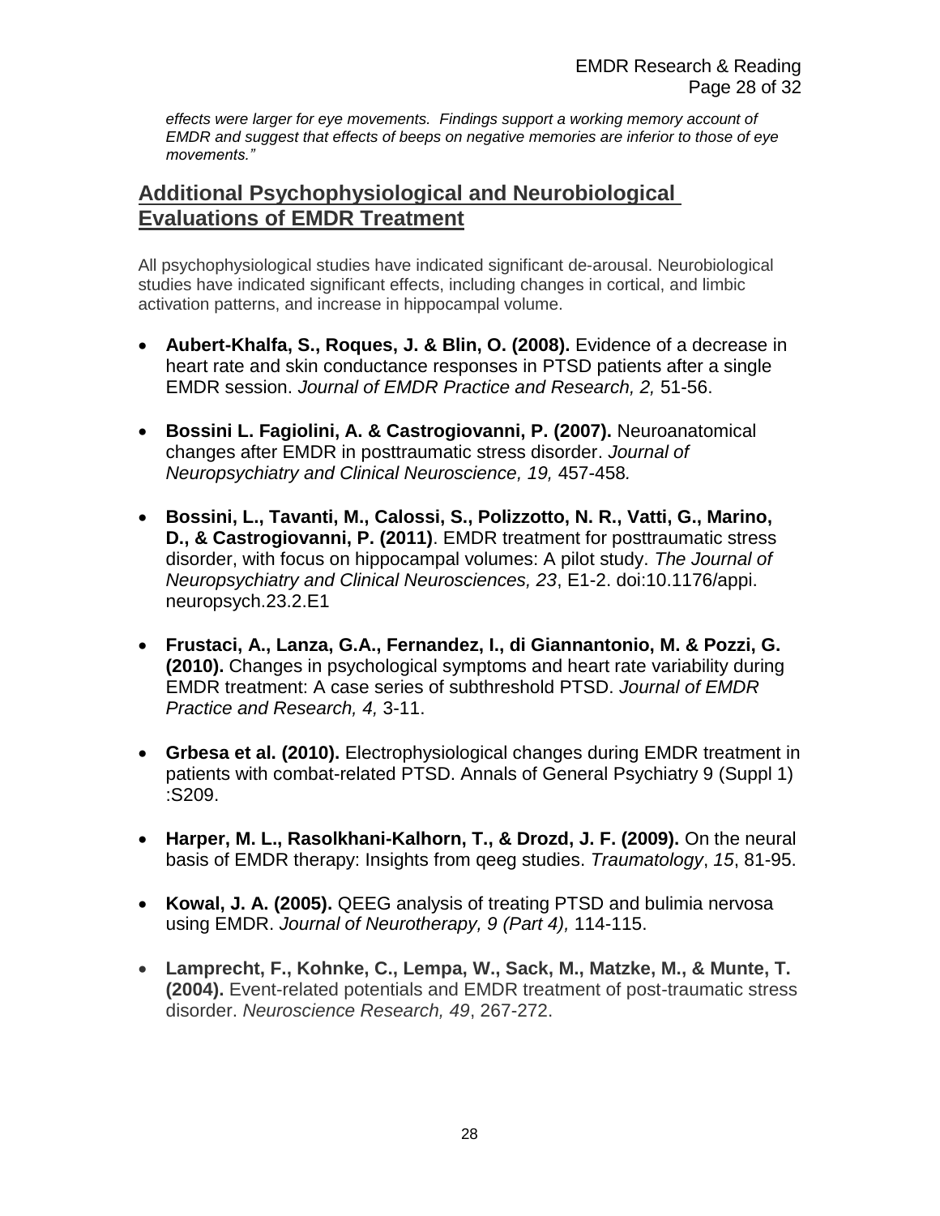*effects were larger for eye movements. Findings support a working memory account of EMDR and suggest that effects of beeps on negative memories are inferior to those of eye movements."*

## Additional Psychophysiological and Neurobiological Evaluations of EMDR Treatment

All psychophysiological studies have indicated significant de-arousal. Neurobiological studies have indicated significant effects, including changes in cortical, and limbic activation patterns, and increase in hippocampal volume.

- **Aubert-Khalfa, S., Roques, J. & Blin, O. (2008).** Evidence of a decrease in heart rate and skin conductance responses in PTSD patients after a single EMDR session. *Journal of EMDR Practice and Research, 2,* 51-56.

- **Bossini L. Fagiolini, A. & Castrogiovanni, P. (2007).** Neuroanatomical changes after EMDR in posttraumatic stress disorder. *Journal of Neuropsychiatry and Clinical Neuroscience, 19,* 457-458*.*

- **Bossini, L., Tavanti, M., Calossi, S., Polizzotto, N. R., Vatti, G., Marino, D., & Castrogiovanni, P. (2011)**. EMDR treatment for posttraumatic stress disorder, with focus on hippocampal volumes: A pilot study. *The Journal of Neuropsychiatry and Clinical Neurosciences, 23*, E1-2. doi:10.1176/appi.neuropsych.23.2.E1

- **Frustaci, A., Lanza, G.A., Fernandez, I., di Giannantonio, M. & Pozzi, G. (2010).** Changes in psychological symptoms and heart rate variability during EMDR treatment: A case series of subthreshold PTSD. *Journal of EMDR Practice and Research, 4,* 3-11.

- **Grbesa et al. (2010).** Electrophysiological changes during EMDR treatment in patients with combat-related PTSD. Annals of General Psychiatry 9 (Suppl 1) :S209.

- **Harper, M. L., Rasolkhani-Kalhorn, T., & Drozd, J. F. (2009).** On the neural basis of EMDR therapy: Insights from qeeg studies. *Traumatology*, *15*, 81-95.

- **Kowal, J. A. (2005).** QEEG analysis of treating PTSD and bulimia nervosa using EMDR. *Journal of Neurotherapy, 9 (Part 4),* 114-115.

- **Lamprecht, F., Kohnke, C., Lempa, W., Sack, M., Matzke, M., & Munte, T. (2004).** Event-related potentials and EMDR treatment of post-traumatic stress disorder. *Neuroscience Research, 49*, 267-272.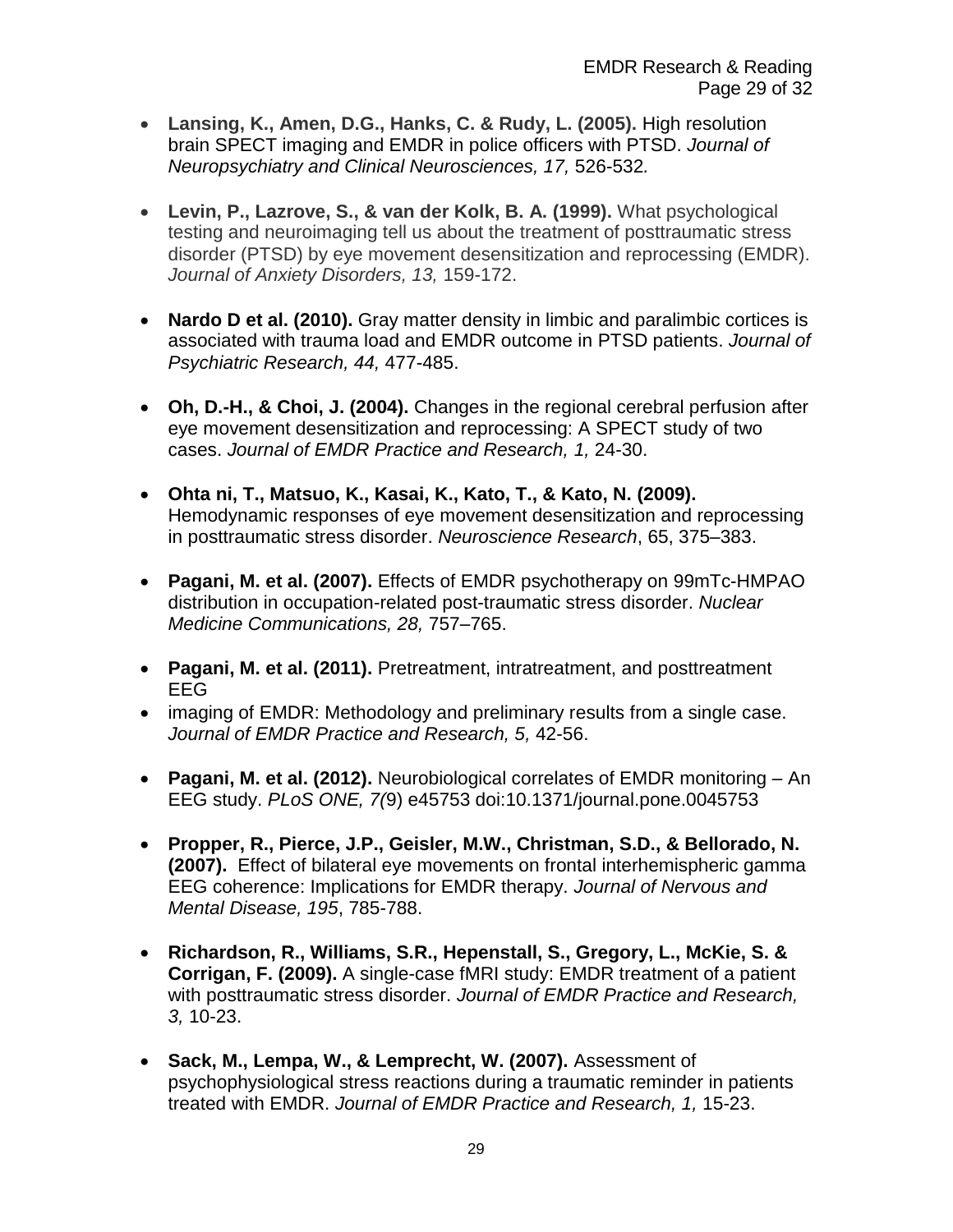- **Lansing, K., Amen, D.G., Hanks, C. & Rudy, L. (2005).** High resolution brain SPECT imaging and EMDR in police officers with PTSD. *Journal of Neuropsychiatry and Clinical Neurosciences, 17,* 526-532*.*

- **Levin, P., Lazrove, S., & van der Kolk, B. A. (1999).** What psychological testing and neuroimaging tell us about the treatment of posttraumatic stress disorder (PTSD) by eye movement desensitization and reprocessing (EMDR). *Journal of Anxiety Disorders, 13,* 159-172.

- **Nardo D et al. (2010).** Gray matter density in limbic and paralimbic cortices is associated with trauma load and EMDR outcome in PTSD patients. *Journal of Psychiatric Research, 44,* 477-485.

- **Oh, D.-H., & Choi, J. (2004).** Changes in the regional cerebral perfusion after eye movement desensitization and reprocessing: A SPECT study of two cases. *Journal of EMDR Practice and Research, 1,* 24-30.

- **Ohta ni, T., Matsuo, K., Kasai, K., Kato, T., & Kato, N. (2009).** Hemodynamic responses of eye movement desensitization and reprocessing in posttraumatic stress disorder. *Neuroscience Research*, 65, 375–383.

- **Pagani, M. et al. (2007).** Effects of EMDR psychotherapy on 99mTc-HMPAO distribution in occupation-related post-traumatic stress disorder. *Nuclear Medicine Communications, 28,* 757–765.

- **Pagani, M. et al. (2011).** Pretreatment, intratreatment, and posttreatment EEG
- imaging of EMDR: Methodology and preliminary results from a single case. *Journal of EMDR Practice and Research, 5,* 42-56.

- **Pagani, M. et al. (2012).** Neurobiological correlates of EMDR monitoring – An EEG study. *PLoS ONE, 7(*9) e45753 doi:10.1371/journal.pone.0045753

- **Propper, R., Pierce, J.P., Geisler, M.W., Christman, S.D., & Bellorado, N. (2007).** Effect of bilateral eye movements on frontal interhemispheric gamma EEG coherence: Implications for EMDR therapy. *Journal of Nervous and Mental Disease, 195*, 785-788.

- **Richardson, R., Williams, S.R., Hepenstall, S., Gregory, L., McKie, S. & Corrigan, F. (2009).** A single-case fMRI study: EMDR treatment of a patient with posttraumatic stress disorder. *Journal of EMDR Practice and Research, 3,* 10-23.

- **Sack, M., Lempa, W., & Lemprecht, W. (2007).** Assessment of psychophysiological stress reactions during a traumatic reminder in patients treated with EMDR. *Journal of EMDR Practice and Research, 1,* 15-23.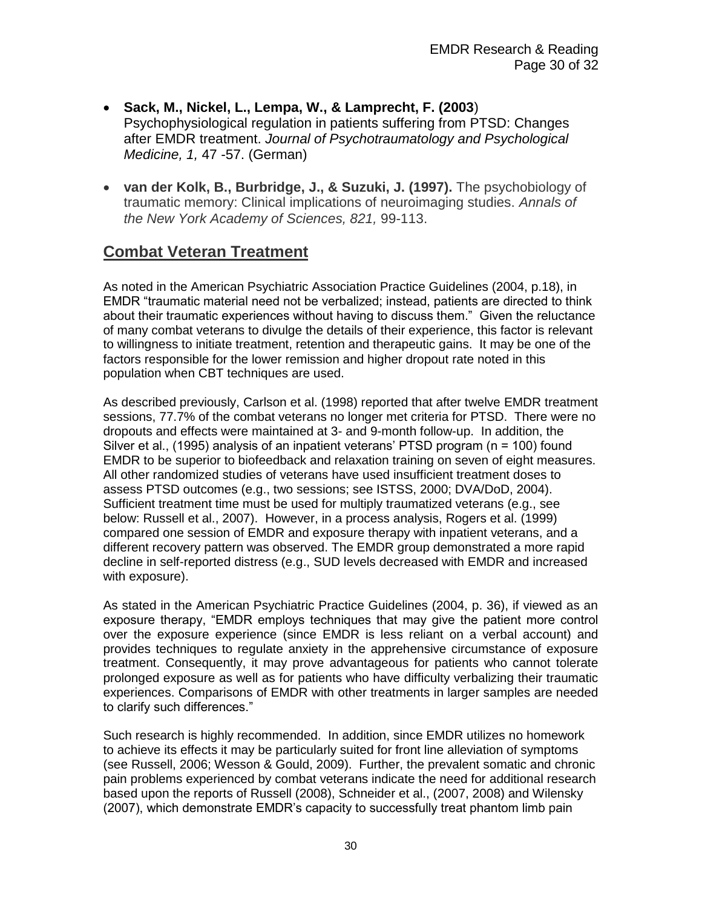- **Sack, M., Nickel, L., Lempa, W., & Lamprecht, F. (2003**) Psychophysiological regulation in patients suffering from PTSD: Changes after EMDR treatment. *Journal of Psychotraumatology and Psychological Medicine, 1,* 47 -57. (German)

- **van der Kolk, B., Burbridge, J., & Suzuki, J. (1997).** The psychobiology of traumatic memory: Clinical implications of neuroimaging studies. *Annals of the New York Academy of Sciences, 821,* 99-113.

## Combat Veteran Treatment

As noted in the American Psychiatric Association Practice Guidelines (2004, p.18), in EMDR "traumatic material need not be verbalized; instead, patients are directed to think about their traumatic experiences without having to discuss them." Given the reluctance of many combat veterans to divulge the details of their experience, this factor is relevant to willingness to initiate treatment, retention and therapeutic gains. It may be one of the factors responsible for the lower remission and higher dropout rate noted in this population when CBT techniques are used.

As described previously, Carlson et al. (1998) reported that after twelve EMDR treatment sessions, 77.7% of the combat veterans no longer met criteria for PTSD. There were no dropouts and effects were maintained at 3- and 9-month follow-up. In addition, the Silver et al., (1995) analysis of an inpatient veterans' PTSD program (n = 100) found EMDR to be superior to biofeedback and relaxation training on seven of eight measures. All other randomized studies of veterans have used insufficient treatment doses to assess PTSD outcomes (e.g., two sessions; see ISTSS, 2000; DVA/DoD, 2004). Sufficient treatment time must be used for multiply traumatized veterans (e.g., see below: Russell et al., 2007). However, in a process analysis, Rogers et al. (1999) compared one session of EMDR and exposure therapy with inpatient veterans, and a different recovery pattern was observed. The EMDR group demonstrated a more rapid decline in self-reported distress (e.g., SUD levels decreased with EMDR and increased with exposure).

As stated in the American Psychiatric Practice Guidelines (2004, p. 36), if viewed as an exposure therapy, "EMDR employs techniques that may give the patient more control over the exposure experience (since EMDR is less reliant on a verbal account) and provides techniques to regulate anxiety in the apprehensive circumstance of exposure treatment. Consequently, it may prove advantageous for patients who cannot tolerate prolonged exposure as well as for patients who have difficulty verbalizing their traumatic experiences. Comparisons of EMDR with other treatments in larger samples are needed to clarify such differences."

Such research is highly recommended. In addition, since EMDR utilizes no homework to achieve its effects it may be particularly suited for front line alleviation of symptoms (see Russell, 2006; Wesson & Gould, 2009). Further, the prevalent somatic and chronic pain problems experienced by combat veterans indicate the need for additional research based upon the reports of Russell (2008), Schneider et al., (2007, 2008) and Wilensky (2007), which demonstrate EMDR's capacity to successfully treat phantom limb pain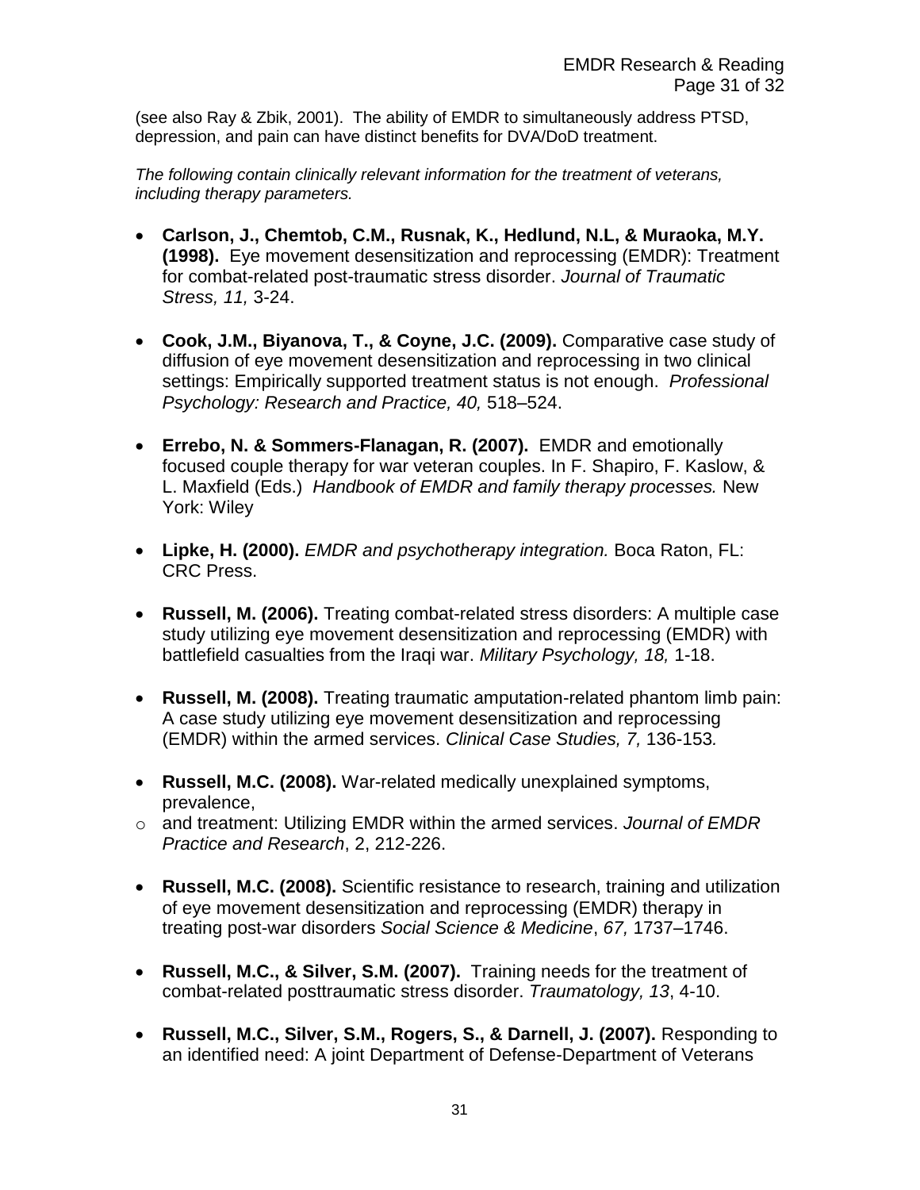(see also Ray & Zbik, 2001). The ability of EMDR to simultaneously address PTSD, depression, and pain can have distinct benefits for DVA/DoD treatment.

*The following contain clinically relevant information for the treatment of veterans, including therapy parameters.*

- **Carlson, J., Chemtob, C.M., Rusnak, K., Hedlund, N.L, & Muraoka, M.Y. (1998).** Eye movement desensitization and reprocessing (EMDR): Treatment for combat-related post-traumatic stress disorder. *Journal of Traumatic Stress, 11,* 3-24.

- **Cook, J.M., Biyanova, T., & Coyne, J.C. (2009).** Comparative case study of diffusion of eye movement desensitization and reprocessing in two clinical settings: Empirically supported treatment status is not enough. *Professional Psychology: Research and Practice, 40,* 518–524.

- **Errebo, N. & Sommers-Flanagan, R. (2007).** EMDR and emotionally focused couple therapy for war veteran couples. In F. Shapiro, F. Kaslow, & L. Maxfield (Eds.) *Handbook of EMDR and family therapy processes.* New York: Wiley

- **Lipke, H. (2000).** *EMDR and psychotherapy integration.* Boca Raton, FL: CRC Press.

- **Russell, M. (2006).** Treating combat-related stress disorders: A multiple case study utilizing eye movement desensitization and reprocessing (EMDR) with battlefield casualties from the Iraqi war. *Military Psychology, 18,* 1-18.

- **Russell, M. (2008).** Treating traumatic amputation-related phantom limb pain: A case study utilizing eye movement desensitization and reprocessing (EMDR) within the armed services. *Clinical Case Studies, 7,* 136-153*.*

- **Russell, M.C. (2008).** War-related medically unexplained symptoms, prevalence,
  - and treatment: Utilizing EMDR within the armed services. *Journal of EMDR Practice and Research*, 2, 212-226.

- **Russell, M.C. (2008).** Scientific resistance to research, training and utilization of eye movement desensitization and reprocessing (EMDR) therapy in treating post-war disorders *Social Science & Medicine*, *67,* 1737–1746.

- **Russell, M.C., & Silver, S.M. (2007).** Training needs for the treatment of combat-related posttraumatic stress disorder. *Traumatology, 13*, 4-10.

- **Russell, M.C., Silver, S.M., Rogers, S., & Darnell, J. (2007).** Responding to an identified need: A joint Department of Defense-Department of Veterans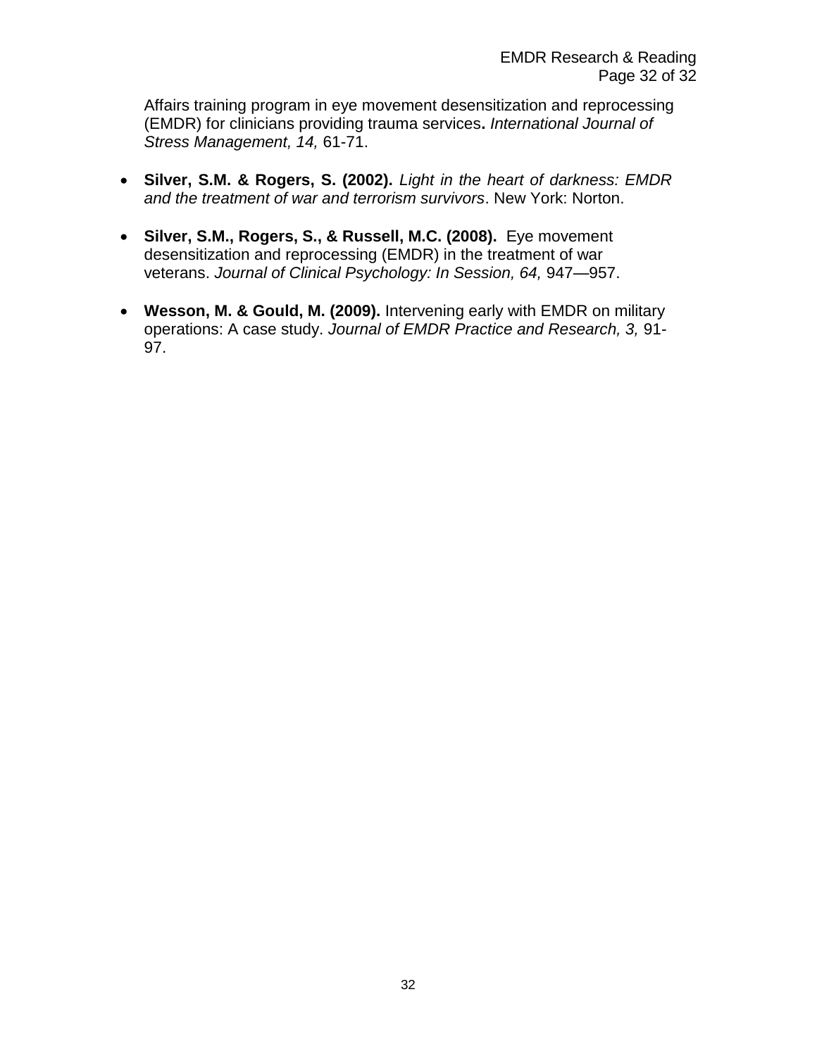Affairs training program in eye movement desensitization and reprocessing (EMDR) for clinicians providing trauma services**.** *International Journal of Stress Management, 14,* 61-71.

- **Silver, S.M. & Rogers, S. (2002).** *Light in the heart of darkness: EMDR and the treatment of war and terrorism survivors*. New York: Norton.

- **Silver, S.M., Rogers, S., & Russell, M.C. (2008).** Eye movement desensitization and reprocessing (EMDR) in the treatment of war veterans. *Journal of Clinical Psychology: In Session, 64,* 947—957.

- **Wesson, M. & Gould, M. (2009).** Intervening early with EMDR on military operations: A case study. *Journal of EMDR Practice and Research, 3,* 91-97.